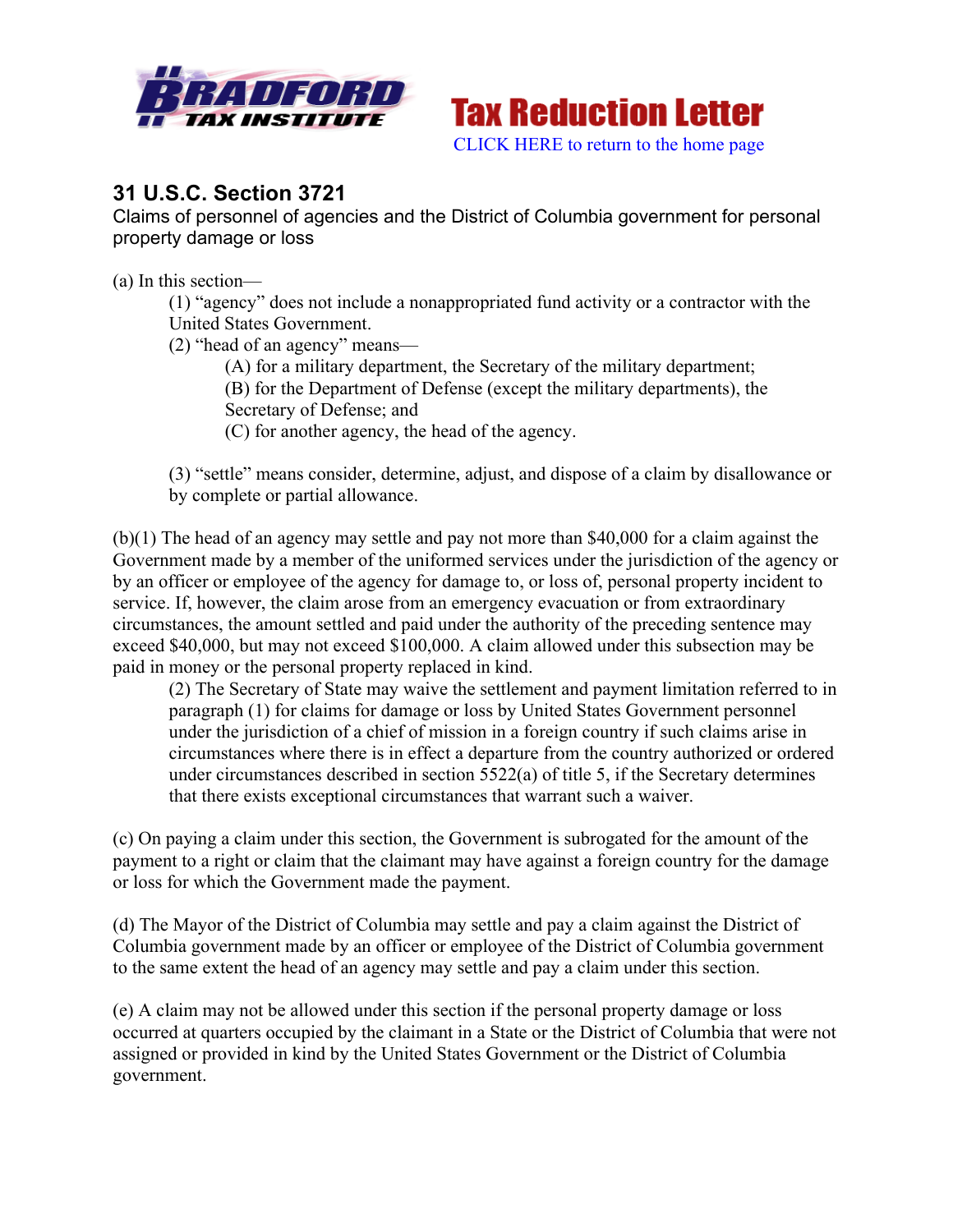# Tax Reduction Letter

CLICK HERE to return to the home page

## 31 U.S.C. Section 3721

Claims of personnel of agencies and the District of Columbia government for personal property damage or loss

(a) In this section—

(1) "agency" does not include a nonappropriated fund activity or a contractor with the United States Government.

(2) "head of an agency" means—

(A) for a military department, the Secretary of the military department;

(B) for the Department of Defense (except the military departments), the Secretary of Defense; and

(C) for another agency, the head of the agency.

(3) "settle" means consider, determine, adjust, and dispose of a claim by disallowance or by complete or partial allowance.

(b)(1) The head of an agency may settle and pay not more than $40,000 for a claim against the Government made by a member of the uniformed services under the jurisdiction of the agency or by an officer or employee of the agency for damage to, or loss of, personal property incident to service. If, however, the claim arose from an emergency evacuation or from extraordinary circumstances, the amount settled and paid under the authority of the preceding sentence may exceed $40,000, but may not exceed $100,000. A claim allowed under this subsection may be paid in money or the personal property replaced in kind.

(2) The Secretary of State may waive the settlement and payment limitation referred to in paragraph (1) for claims for damage or loss by United States Government personnel under the jurisdiction of a chief of mission in a foreign country if such claims arise in circumstances where there is in effect a departure from the country authorized or ordered under circumstances described in section 5522(a) of title 5, if the Secretary determines that there exists exceptional circumstances that warrant such a waiver.

(c) On paying a claim under this section, the Government is subrogated for the amount of the payment to a right or claim that the claimant may have against a foreign country for the damage or loss for which the Government made the payment.

(d) The Mayor of the District of Columbia may settle and pay a claim against the District of Columbia government made by an officer or employee of the District of Columbia government to the same extent the head of an agency may settle and pay a claim under this section.

(e) A claim may not be allowed under this section if the personal property damage or loss occurred at quarters occupied by the claimant in a State or the District of Columbia that were not assigned or provided in kind by the United States Government or the District of Columbia government.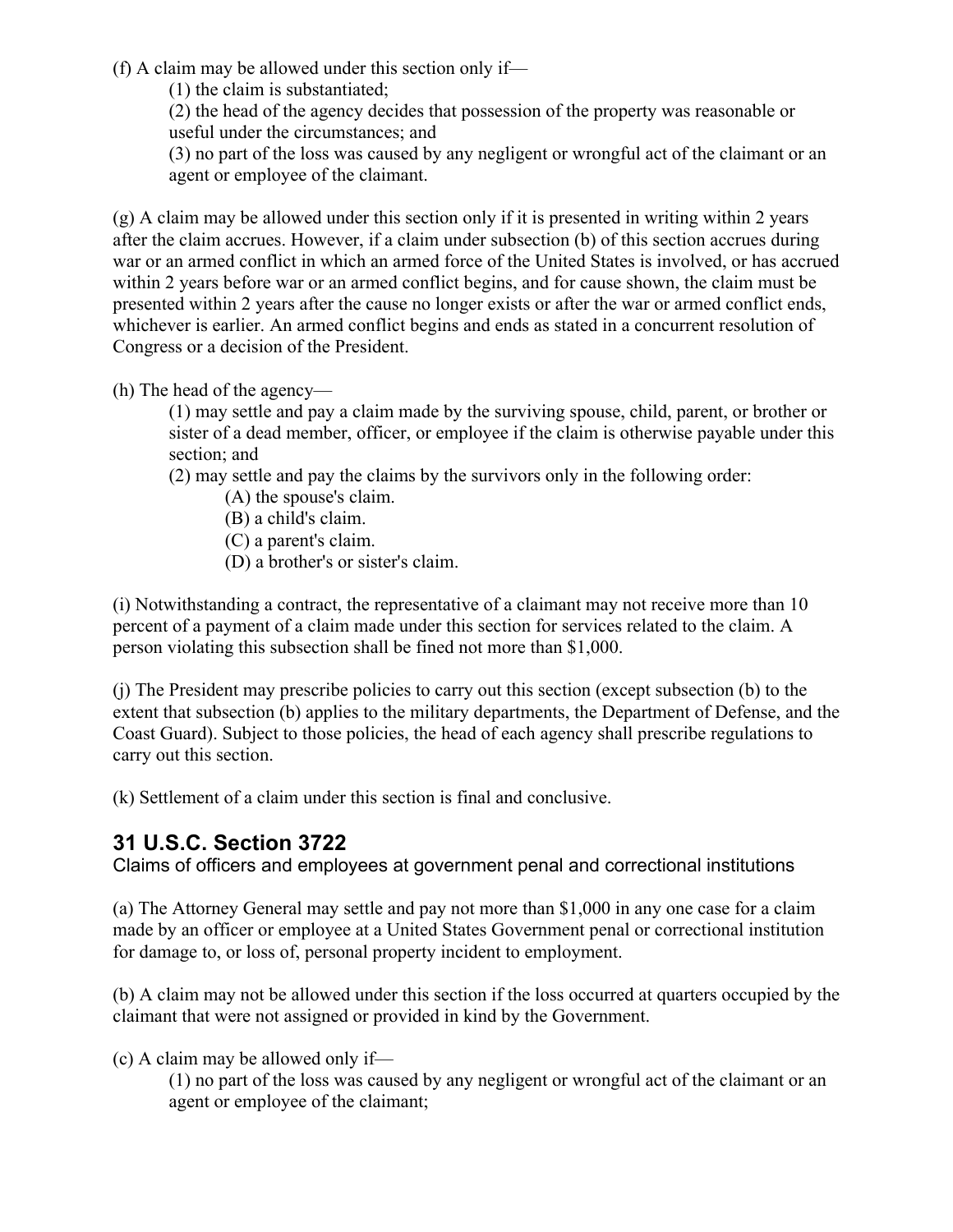(f) A claim may be allowed under this section only if—

(1) the claim is substantiated;

(2) the head of the agency decides that possession of the property was reasonable or useful under the circumstances; and

(3) no part of the loss was caused by any negligent or wrongful act of the claimant or an agent or employee of the claimant.

(g) A claim may be allowed under this section only if it is presented in writing within 2 years after the claim accrues. However, if a claim under subsection (b) of this section accrues during war or an armed conflict in which an armed force of the United States is involved, or has accrued within 2 years before war or an armed conflict begins, and for cause shown, the claim must be presented within 2 years after the cause no longer exists or after the war or armed conflict ends, whichever is earlier. An armed conflict begins and ends as stated in a concurrent resolution of Congress or a decision of the President.

(h) The head of the agency—

(1) may settle and pay a claim made by the surviving spouse, child, parent, or brother or sister of a dead member, officer, or employee if the claim is otherwise payable under this section; and

(2) may settle and pay the claims by the survivors only in the following order:

(A) the spouse's claim.

(B) a child's claim.

(C) a parent's claim.

(D) a brother's or sister's claim.

(i) Notwithstanding a contract, the representative of a claimant may not receive more than 10 percent of a payment of a claim made under this section for services related to the claim. A person violating this subsection shall be fined not more than $1,000.

(j) The President may prescribe policies to carry out this section (except subsection (b) to the extent that subsection (b) applies to the military departments, the Department of Defense, and the Coast Guard). Subject to those policies, the head of each agency shall prescribe regulations to carry out this section.

(k) Settlement of a claim under this section is final and conclusive.

## 31 U.S.C. Section 3722

Claims of officers and employees at government penal and correctional institutions

(a) The Attorney General may settle and pay not more than $1,000 in any one case for a claim made by an officer or employee at a United States Government penal or correctional institution for damage to, or loss of, personal property incident to employment.

(b) A claim may not be allowed under this section if the loss occurred at quarters occupied by the claimant that were not assigned or provided in kind by the Government.

(c) A claim may be allowed only if—

(1) no part of the loss was caused by any negligent or wrongful act of the claimant or an agent or employee of the claimant;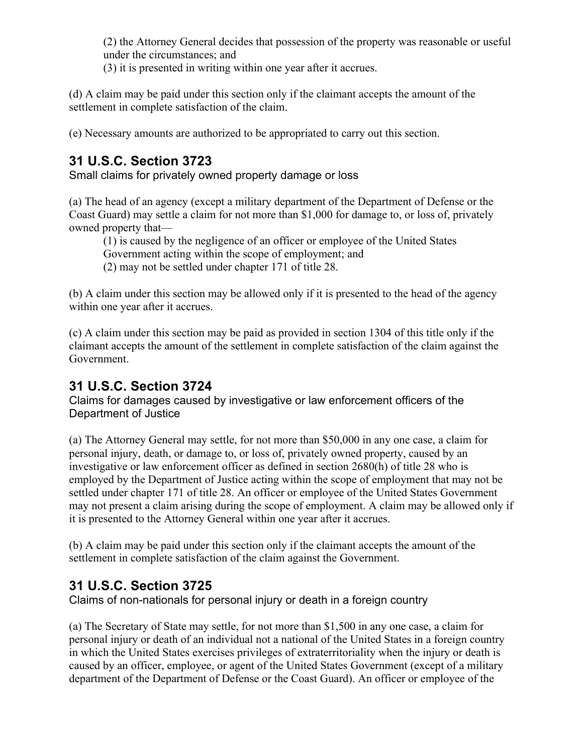(2) the Attorney General decides that possession of the property was reasonable or useful under the circumstances; and

(3) it is presented in writing within one year after it accrues.

(d) A claim may be paid under this section only if the claimant accepts the amount of the settlement in complete satisfaction of the claim.

(e) Necessary amounts are authorized to be appropriated to carry out this section.

## 31 U.S.C. Section 3723

Small claims for privately owned property damage or loss

(a) The head of an agency (except a military department of the Department of Defense or the Coast Guard) may settle a claim for not more than $1,000 for damage to, or loss of, privately owned property that—

(1) is caused by the negligence of an officer or employee of the United States Government acting within the scope of employment; and

(2) may not be settled under chapter 171 of title 28.

(b) A claim under this section may be allowed only if it is presented to the head of the agency within one year after it accrues.

(c) A claim under this section may be paid as provided in section 1304 of this title only if the claimant accepts the amount of the settlement in complete satisfaction of the claim against the Government.

## 31 U.S.C. Section 3724

Claims for damages caused by investigative or law enforcement officers of the Department of Justice

(a) The Attorney General may settle, for not more than $50,000 in any one case, a claim for personal injury, death, or damage to, or loss of, privately owned property, caused by an investigative or law enforcement officer as defined in section 2680(h) of title 28 who is employed by the Department of Justice acting within the scope of employment that may not be settled under chapter 171 of title 28. An officer or employee of the United States Government may not present a claim arising during the scope of employment. A claim may be allowed only if it is presented to the Attorney General within one year after it accrues.

(b) A claim may be paid under this section only if the claimant accepts the amount of the settlement in complete satisfaction of the claim against the Government.

## 31 U.S.C. Section 3725

Claims of non-nationals for personal injury or death in a foreign country

(a) The Secretary of State may settle, for not more than $1,500 in any one case, a claim for personal injury or death of an individual not a national of the United States in a foreign country in which the United States exercises privileges of extraterritoriality when the injury or death is caused by an officer, employee, or agent of the United States Government (except of a military department of the Department of Defense or the Coast Guard). An officer or employee of the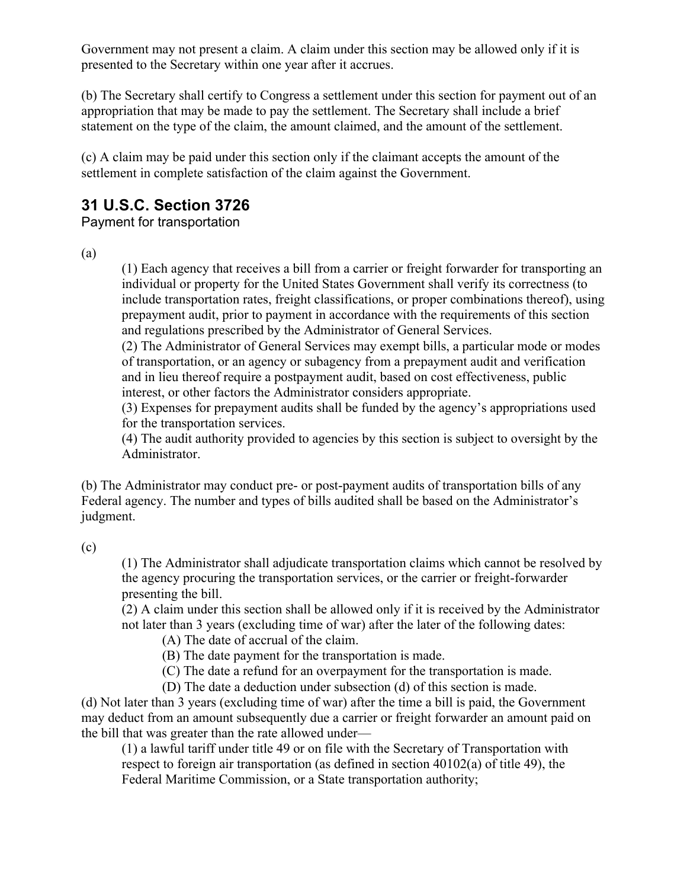Government may not present a claim. A claim under this section may be allowed only if it is presented to the Secretary within one year after it accrues.

(b) The Secretary shall certify to Congress a settlement under this section for payment out of an appropriation that may be made to pay the settlement. The Secretary shall include a brief statement on the type of the claim, the amount claimed, and the amount of the settlement.

(c) A claim may be paid under this section only if the claimant accepts the amount of the settlement in complete satisfaction of the claim against the Government.

## 31 U.S.C. Section 3726

Payment for transportation

(a)

> (1) Each agency that receives a bill from a carrier or freight forwarder for transporting an individual or property for the United States Government shall verify its correctness (to include transportation rates, freight classifications, or proper combinations thereof), using prepayment audit, prior to payment in accordance with the requirements of this section and regulations prescribed by the Administrator of General Services.
>
> (2) The Administrator of General Services may exempt bills, a particular mode or modes of transportation, or an agency or subagency from a prepayment audit and verification and in lieu thereof require a postpayment audit, based on cost effectiveness, public interest, or other factors the Administrator considers appropriate.
>
> (3) Expenses for prepayment audits shall be funded by the agency's appropriations used for the transportation services.
>
> (4) The audit authority provided to agencies by this section is subject to oversight by the Administrator.

(b) The Administrator may conduct pre- or post-payment audits of transportation bills of any Federal agency. The number and types of bills audited shall be based on the Administrator's judgment.

(c)

> (1) The Administrator shall adjudicate transportation claims which cannot be resolved by the agency procuring the transportation services, or the carrier or freight-forwarder presenting the bill.
>
> (2) A claim under this section shall be allowed only if it is received by the Administrator not later than 3 years (excluding time of war) after the later of the following dates:
>
> > (A) The date of accrual of the claim.
> >
> > (B) The date payment for the transportation is made.
> >
> > (C) The date a refund for an overpayment for the transportation is made.
> >
> > (D) The date a deduction under subsection (d) of this section is made.

(d) Not later than 3 years (excluding time of war) after the time a bill is paid, the Government may deduct from an amount subsequently due a carrier or freight forwarder an amount paid on the bill that was greater than the rate allowed under—

> (1) a lawful tariff under title 49 or on file with the Secretary of Transportation with respect to foreign air transportation (as defined in section 40102(a) of title 49), the Federal Maritime Commission, or a State transportation authority;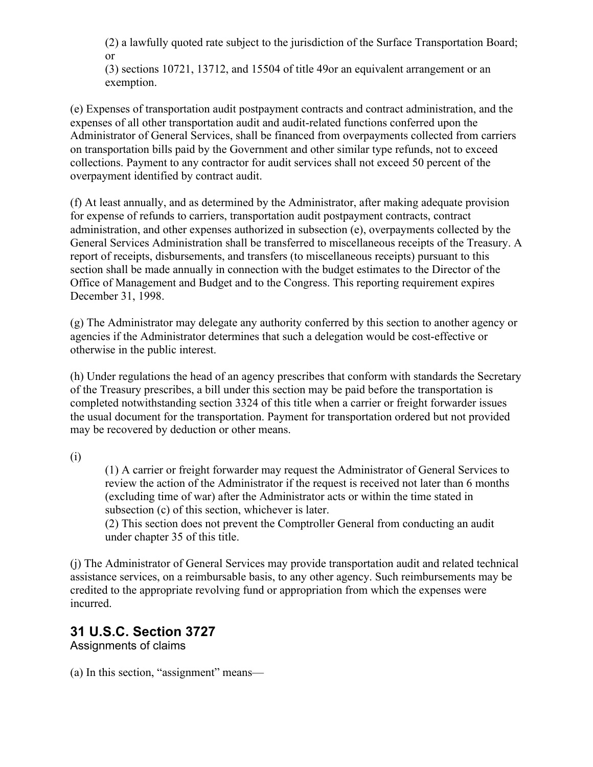(2) a lawfully quoted rate subject to the jurisdiction of the Surface Transportation Board; or

(3) sections 10721, 13712, and 15504 of title 49or an equivalent arrangement or an exemption.

(e) Expenses of transportation audit postpayment contracts and contract administration, and the expenses of all other transportation audit and audit-related functions conferred upon the Administrator of General Services, shall be financed from overpayments collected from carriers on transportation bills paid by the Government and other similar type refunds, not to exceed collections. Payment to any contractor for audit services shall not exceed 50 percent of the overpayment identified by contract audit.

(f) At least annually, and as determined by the Administrator, after making adequate provision for expense of refunds to carriers, transportation audit postpayment contracts, contract administration, and other expenses authorized in subsection (e), overpayments collected by the General Services Administration shall be transferred to miscellaneous receipts of the Treasury. A report of receipts, disbursements, and transfers (to miscellaneous receipts) pursuant to this section shall be made annually in connection with the budget estimates to the Director of the Office of Management and Budget and to the Congress. This reporting requirement expires December 31, 1998.

(g) The Administrator may delegate any authority conferred by this section to another agency or agencies if the Administrator determines that such a delegation would be cost-effective or otherwise in the public interest.

(h) Under regulations the head of an agency prescribes that conform with standards the Secretary of the Treasury prescribes, a bill under this section may be paid before the transportation is completed notwithstanding section 3324 of this title when a carrier or freight forwarder issues the usual document for the transportation. Payment for transportation ordered but not provided may be recovered by deduction or other means.

(i)

(1) A carrier or freight forwarder may request the Administrator of General Services to review the action of the Administrator if the request is received not later than 6 months (excluding time of war) after the Administrator acts or within the time stated in subsection (c) of this section, whichever is later.

(2) This section does not prevent the Comptroller General from conducting an audit under chapter 35 of this title.

(j) The Administrator of General Services may provide transportation audit and related technical assistance services, on a reimbursable basis, to any other agency. Such reimbursements may be credited to the appropriate revolving fund or appropriation from which the expenses were incurred.

## 31 U.S.C. Section 3727

Assignments of claims

(a) In this section, "assignment" means—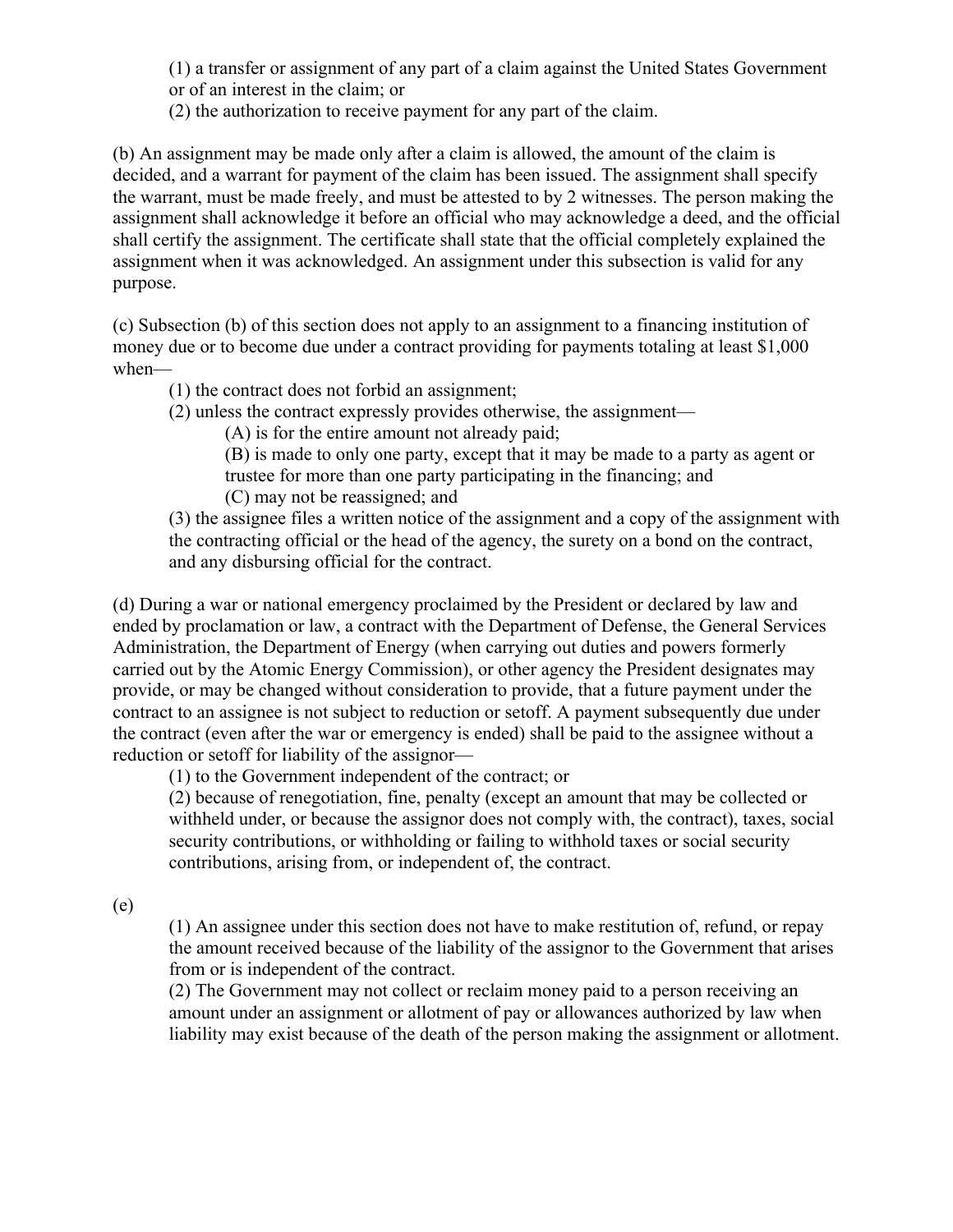(1) a transfer or assignment of any part of a claim against the United States Government or of an interest in the claim; or

(2) the authorization to receive payment for any part of the claim.

(b) An assignment may be made only after a claim is allowed, the amount of the claim is decided, and a warrant for payment of the claim has been issued. The assignment shall specify the warrant, must be made freely, and must be attested to by 2 witnesses. The person making the assignment shall acknowledge it before an official who may acknowledge a deed, and the official shall certify the assignment. The certificate shall state that the official completely explained the assignment when it was acknowledged. An assignment under this subsection is valid for any purpose.

(c) Subsection (b) of this section does not apply to an assignment to a financing institution of money due or to become due under a contract providing for payments totaling at least $1,000 when—

(1) the contract does not forbid an assignment;

(2) unless the contract expressly provides otherwise, the assignment—

(A) is for the entire amount not already paid;

(B) is made to only one party, except that it may be made to a party as agent or trustee for more than one party participating in the financing; and

(C) may not be reassigned; and

(3) the assignee files a written notice of the assignment and a copy of the assignment with the contracting official or the head of the agency, the surety on a bond on the contract, and any disbursing official for the contract.

(d) During a war or national emergency proclaimed by the President or declared by law and ended by proclamation or law, a contract with the Department of Defense, the General Services Administration, the Department of Energy (when carrying out duties and powers formerly carried out by the Atomic Energy Commission), or other agency the President designates may provide, or may be changed without consideration to provide, that a future payment under the contract to an assignee is not subject to reduction or setoff. A payment subsequently due under the contract (even after the war or emergency is ended) shall be paid to the assignee without a reduction or setoff for liability of the assignor—

(1) to the Government independent of the contract; or

(2) because of renegotiation, fine, penalty (except an amount that may be collected or withheld under, or because the assignor does not comply with, the contract), taxes, social security contributions, or withholding or failing to withhold taxes or social security contributions, arising from, or independent of, the contract.

(e)

(1) An assignee under this section does not have to make restitution of, refund, or repay the amount received because of the liability of the assignor to the Government that arises from or is independent of the contract.

(2) The Government may not collect or reclaim money paid to a person receiving an amount under an assignment or allotment of pay or allowances authorized by law when liability may exist because of the death of the person making the assignment or allotment.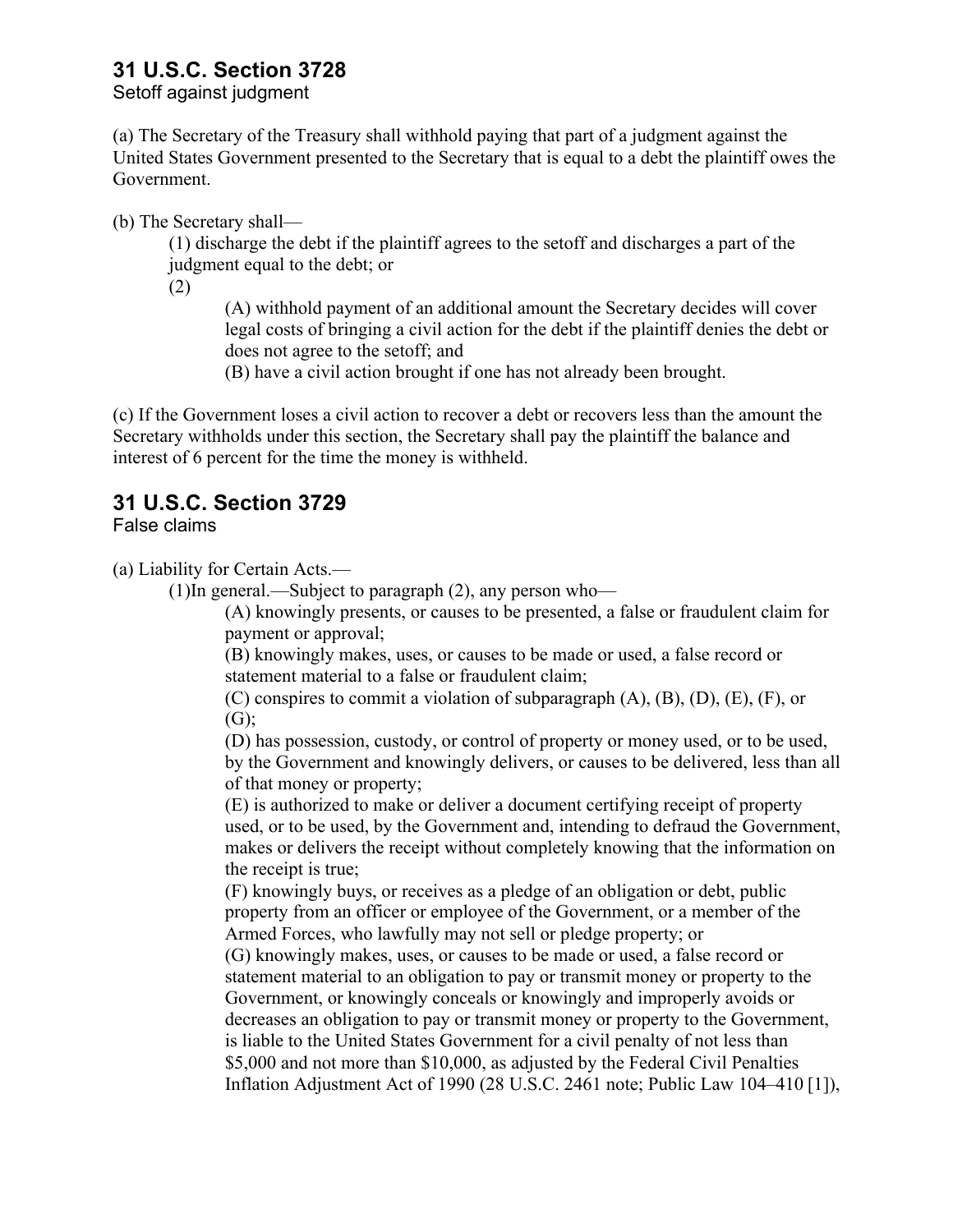## 31 U.S.C. Section 3728

Setoff against judgment

(a) The Secretary of the Treasury shall withhold paying that part of a judgment against the United States Government presented to the Secretary that is equal to a debt the plaintiff owes the Government.

(b) The Secretary shall—

(1) discharge the debt if the plaintiff agrees to the setoff and discharges a part of the judgment equal to the debt; or

(2)

(A) withhold payment of an additional amount the Secretary decides will cover legal costs of bringing a civil action for the debt if the plaintiff denies the debt or does not agree to the setoff; and

(B) have a civil action brought if one has not already been brought.

(c) If the Government loses a civil action to recover a debt or recovers less than the amount the Secretary withholds under this section, the Secretary shall pay the plaintiff the balance and interest of 6 percent for the time the money is withheld.

## 31 U.S.C. Section 3729

False claims

(a) Liability for Certain Acts.—

(1)In general.—Subject to paragraph (2), any person who—

(A) knowingly presents, or causes to be presented, a false or fraudulent claim for payment or approval;

(B) knowingly makes, uses, or causes to be made or used, a false record or statement material to a false or fraudulent claim;

(C) conspires to commit a violation of subparagraph (A), (B), (D), (E), (F), or (G);

(D) has possession, custody, or control of property or money used, or to be used, by the Government and knowingly delivers, or causes to be delivered, less than all of that money or property;

(E) is authorized to make or deliver a document certifying receipt of property used, or to be used, by the Government and, intending to defraud the Government, makes or delivers the receipt without completely knowing that the information on the receipt is true;

(F) knowingly buys, or receives as a pledge of an obligation or debt, public property from an officer or employee of the Government, or a member of the Armed Forces, who lawfully may not sell or pledge property; or

(G) knowingly makes, uses, or causes to be made or used, a false record or statement material to an obligation to pay or transmit money or property to the Government, or knowingly conceals or knowingly and improperly avoids or decreases an obligation to pay or transmit money or property to the Government, is liable to the United States Government for a civil penalty of not less than \$5,000 and not more than \$10,000, as adjusted by the Federal Civil Penalties Inflation Adjustment Act of 1990 (28 U.S.C. 2461 note; Public Law 104–410 [1]),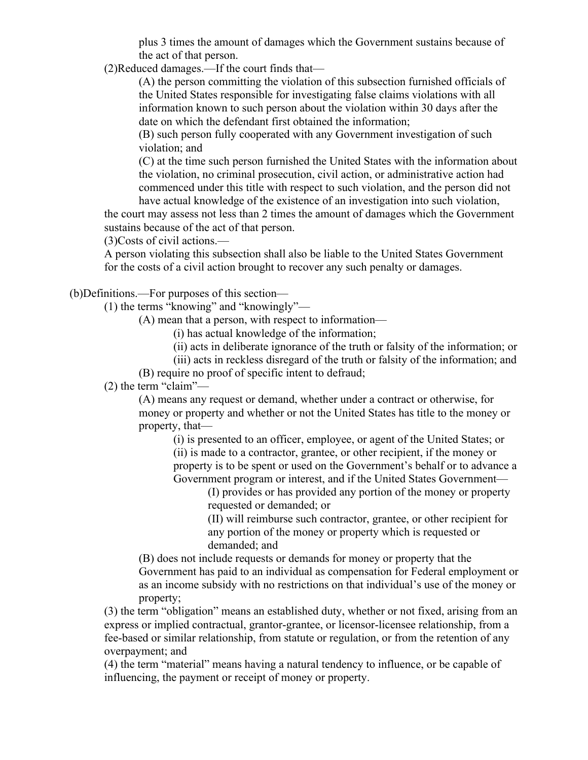plus 3 times the amount of damages which the Government sustains because of the act of that person.

(2)Reduced damages.—If the court finds that—

(A) the person committing the violation of this subsection furnished officials of the United States responsible for investigating false claims violations with all information known to such person about the violation within 30 days after the date on which the defendant first obtained the information;

(B) such person fully cooperated with any Government investigation of such violation; and

(C) at the time such person furnished the United States with the information about the violation, no criminal prosecution, civil action, or administrative action had commenced under this title with respect to such violation, and the person did not have actual knowledge of the existence of an investigation into such violation,

the court may assess not less than 2 times the amount of damages which the Government sustains because of the act of that person.

(3)Costs of civil actions.—

A person violating this subsection shall also be liable to the United States Government for the costs of a civil action brought to recover any such penalty or damages.

(b)Definitions.—For purposes of this section—

(1) the terms "knowing" and "knowingly"—

(A) mean that a person, with respect to information—

(i) has actual knowledge of the information;

(ii) acts in deliberate ignorance of the truth or falsity of the information; or

(iii) acts in reckless disregard of the truth or falsity of the information; and

(B) require no proof of specific intent to defraud;

(2) the term "claim"—

(A) means any request or demand, whether under a contract or otherwise, for money or property and whether or not the United States has title to the money or property, that—

(i) is presented to an officer, employee, or agent of the United States; or

(ii) is made to a contractor, grantee, or other recipient, if the money or property is to be spent or used on the Government's behalf or to advance a Government program or interest, and if the United States Government—

(I) provides or has provided any portion of the money or property requested or demanded; or

(II) will reimburse such contractor, grantee, or other recipient for any portion of the money or property which is requested or demanded; and

(B) does not include requests or demands for money or property that the Government has paid to an individual as compensation for Federal employment or as an income subsidy with no restrictions on that individual's use of the money or property;

(3) the term "obligation" means an established duty, whether or not fixed, arising from an express or implied contractual, grantor-grantee, or licensor-licensee relationship, from a fee-based or similar relationship, from statute or regulation, or from the retention of any overpayment; and

(4) the term "material" means having a natural tendency to influence, or be capable of influencing, the payment or receipt of money or property.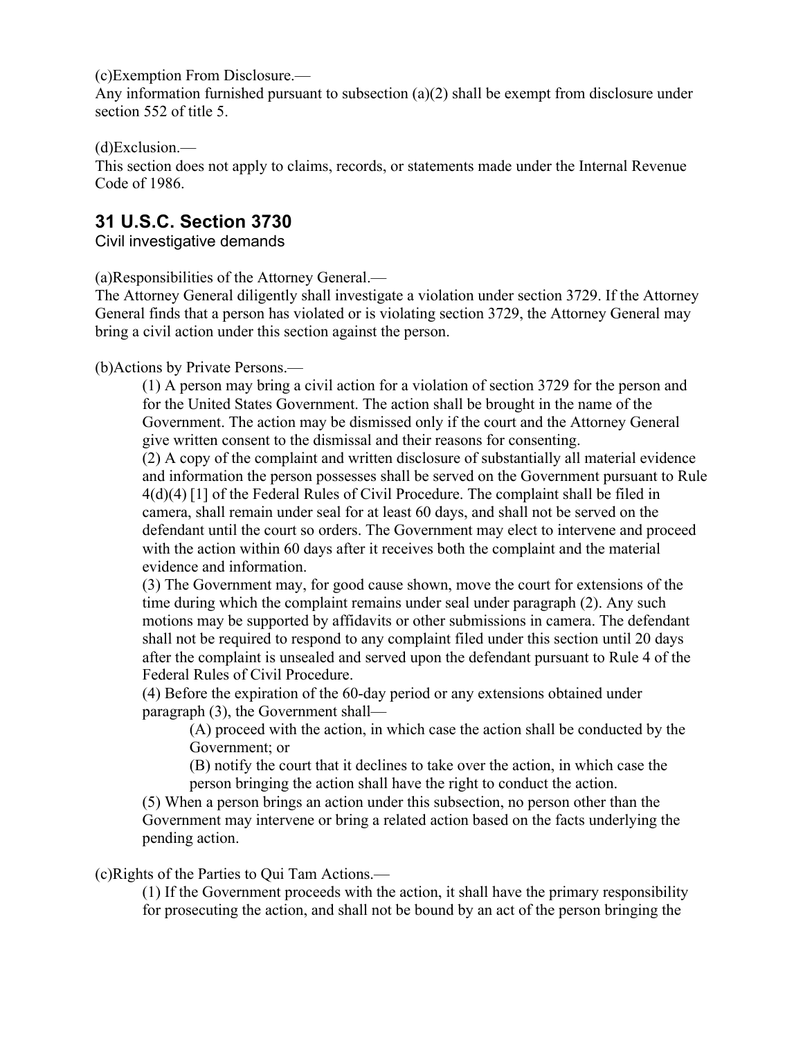(c)Exemption From Disclosure.—
Any information furnished pursuant to subsection (a)(2) shall be exempt from disclosure under section 552 of title 5.

(d)Exclusion.—
This section does not apply to claims, records, or statements made under the Internal Revenue Code of 1986.

## 31 U.S.C. Section 3730

Civil investigative demands

(a)Responsibilities of the Attorney General.—
The Attorney General diligently shall investigate a violation under section 3729. If the Attorney General finds that a person has violated or is violating section 3729, the Attorney General may bring a civil action under this section against the person.

(b)Actions by Private Persons.—

> (1) A person may bring a civil action for a violation of section 3729 for the person and for the United States Government. The action shall be brought in the name of the Government. The action may be dismissed only if the court and the Attorney General give written consent to the dismissal and their reasons for consenting.
>
> (2) A copy of the complaint and written disclosure of substantially all material evidence and information the person possesses shall be served on the Government pursuant to Rule 4(d)(4) [1] of the Federal Rules of Civil Procedure. The complaint shall be filed in camera, shall remain under seal for at least 60 days, and shall not be served on the defendant until the court so orders. The Government may elect to intervene and proceed with the action within 60 days after it receives both the complaint and the material evidence and information.
>
> (3) The Government may, for good cause shown, move the court for extensions of the time during which the complaint remains under seal under paragraph (2). Any such motions may be supported by affidavits or other submissions in camera. The defendant shall not be required to respond to any complaint filed under this section until 20 days after the complaint is unsealed and served upon the defendant pursuant to Rule 4 of the Federal Rules of Civil Procedure.
>
> (4) Before the expiration of the 60-day period or any extensions obtained under paragraph (3), the Government shall—
>
> > (A) proceed with the action, in which case the action shall be conducted by the Government; or
> >
> > (B) notify the court that it declines to take over the action, in which case the person bringing the action shall have the right to conduct the action.
>
> (5) When a person brings an action under this subsection, no person other than the Government may intervene or bring a related action based on the facts underlying the pending action.

(c)Rights of the Parties to Qui Tam Actions.—

> (1) If the Government proceeds with the action, it shall have the primary responsibility for prosecuting the action, and shall not be bound by an act of the person bringing the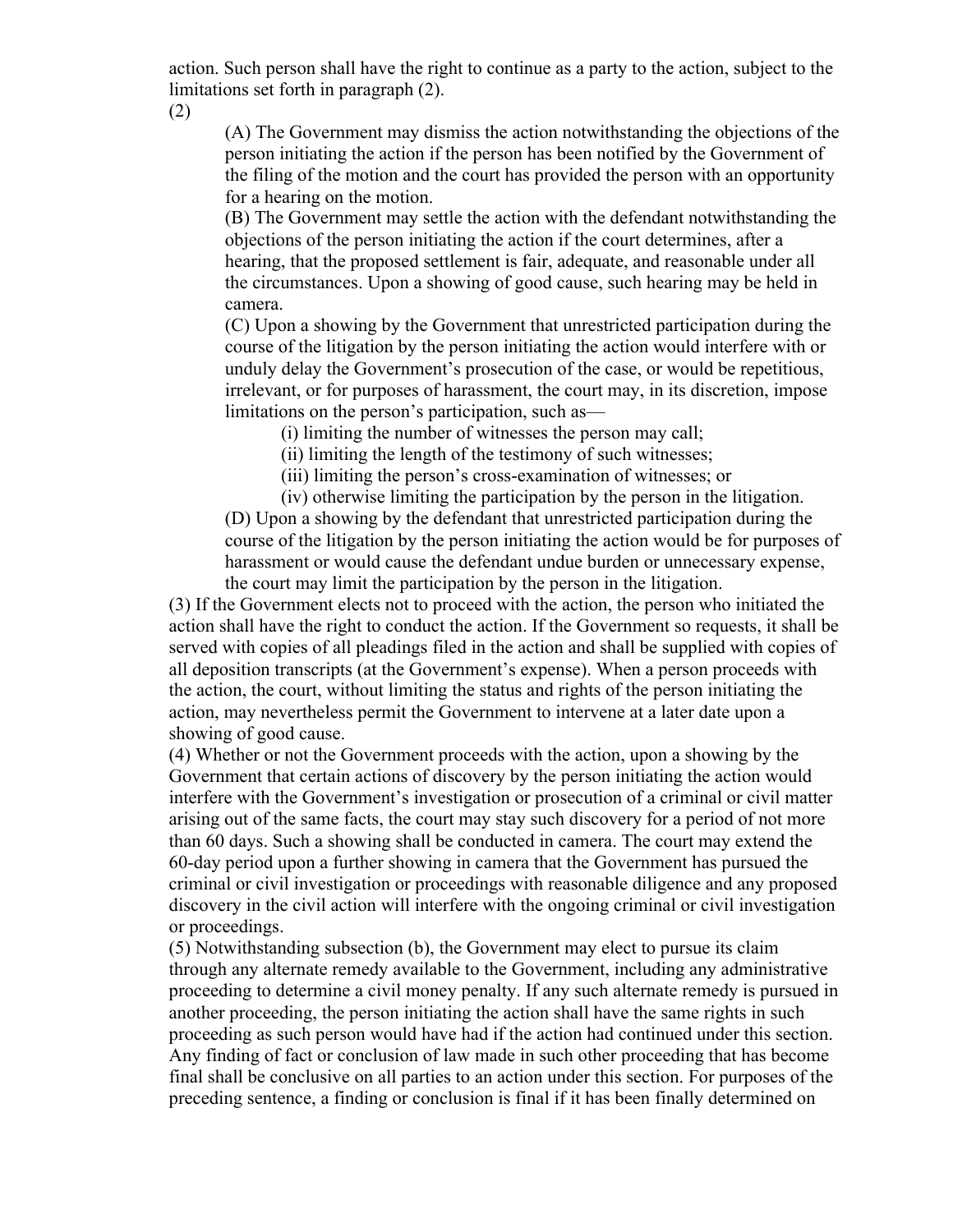action. Such person shall have the right to continue as a party to the action, subject to the limitations set forth in paragraph (2).

(2)

(A) The Government may dismiss the action notwithstanding the objections of the person initiating the action if the person has been notified by the Government of the filing of the motion and the court has provided the person with an opportunity for a hearing on the motion.

(B) The Government may settle the action with the defendant notwithstanding the objections of the person initiating the action if the court determines, after a hearing, that the proposed settlement is fair, adequate, and reasonable under all the circumstances. Upon a showing of good cause, such hearing may be held in camera.

(C) Upon a showing by the Government that unrestricted participation during the course of the litigation by the person initiating the action would interfere with or unduly delay the Government's prosecution of the case, or would be repetitious, irrelevant, or for purposes of harassment, the court may, in its discretion, impose limitations on the person's participation, such as—

(i) limiting the number of witnesses the person may call;

(ii) limiting the length of the testimony of such witnesses;

(iii) limiting the person's cross-examination of witnesses; or

(iv) otherwise limiting the participation by the person in the litigation.

(D) Upon a showing by the defendant that unrestricted participation during the course of the litigation by the person initiating the action would be for purposes of harassment or would cause the defendant undue burden or unnecessary expense, the court may limit the participation by the person in the litigation.

(3) If the Government elects not to proceed with the action, the person who initiated the action shall have the right to conduct the action. If the Government so requests, it shall be served with copies of all pleadings filed in the action and shall be supplied with copies of all deposition transcripts (at the Government's expense). When a person proceeds with the action, the court, without limiting the status and rights of the person initiating the action, may nevertheless permit the Government to intervene at a later date upon a showing of good cause.

(4) Whether or not the Government proceeds with the action, upon a showing by the Government that certain actions of discovery by the person initiating the action would interfere with the Government's investigation or prosecution of a criminal or civil matter arising out of the same facts, the court may stay such discovery for a period of not more than 60 days. Such a showing shall be conducted in camera. The court may extend the 60-day period upon a further showing in camera that the Government has pursued the criminal or civil investigation or proceedings with reasonable diligence and any proposed discovery in the civil action will interfere with the ongoing criminal or civil investigation or proceedings.

(5) Notwithstanding subsection (b), the Government may elect to pursue its claim through any alternate remedy available to the Government, including any administrative proceeding to determine a civil money penalty. If any such alternate remedy is pursued in another proceeding, the person initiating the action shall have the same rights in such proceeding as such person would have had if the action had continued under this section. Any finding of fact or conclusion of law made in such other proceeding that has become final shall be conclusive on all parties to an action under this section. For purposes of the preceding sentence, a finding or conclusion is final if it has been finally determined on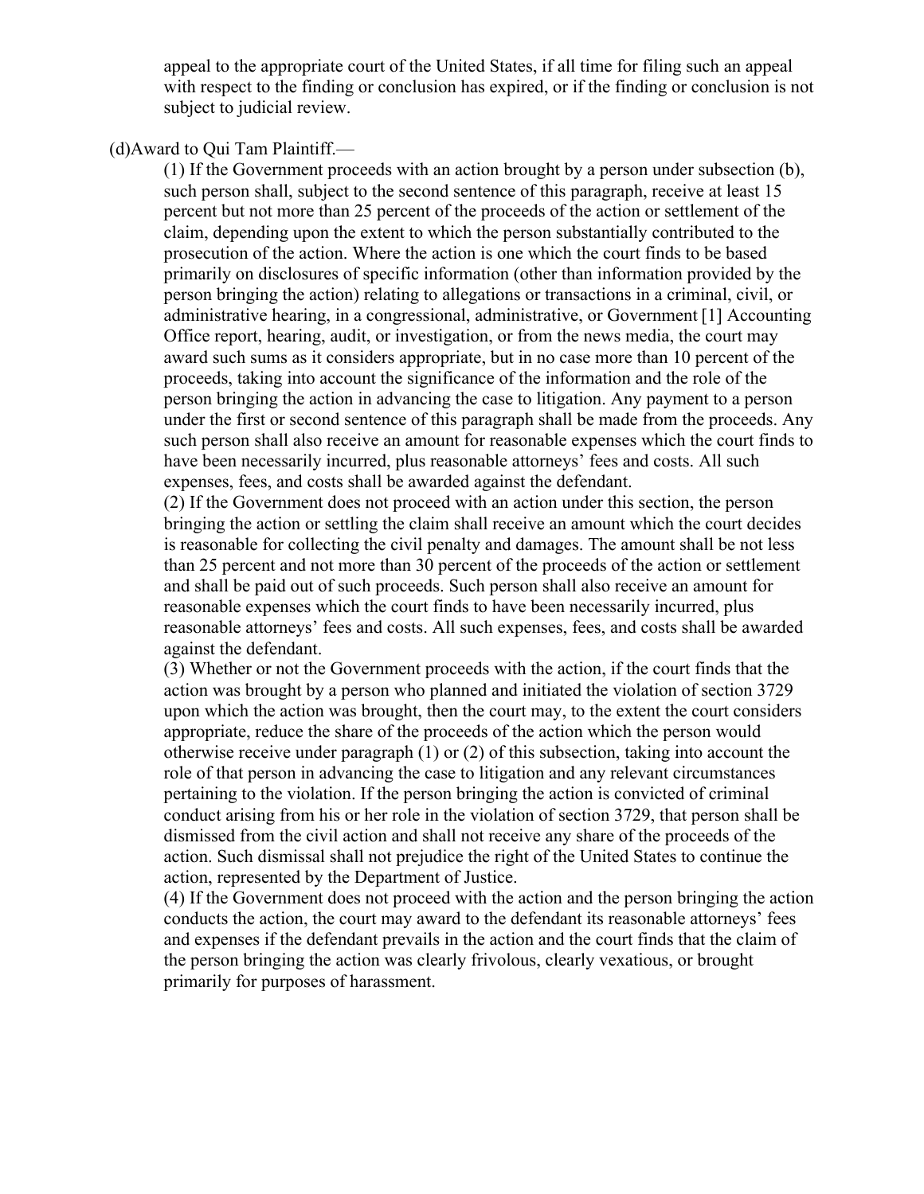appeal to the appropriate court of the United States, if all time for filing such an appeal with respect to the finding or conclusion has expired, or if the finding or conclusion is not subject to judicial review.

(d)Award to Qui Tam Plaintiff.—

(1) If the Government proceeds with an action brought by a person under subsection (b), such person shall, subject to the second sentence of this paragraph, receive at least 15 percent but not more than 25 percent of the proceeds of the action or settlement of the claim, depending upon the extent to which the person substantially contributed to the prosecution of the action. Where the action is one which the court finds to be based primarily on disclosures of specific information (other than information provided by the person bringing the action) relating to allegations or transactions in a criminal, civil, or administrative hearing, in a congressional, administrative, or Government [1] Accounting Office report, hearing, audit, or investigation, or from the news media, the court may award such sums as it considers appropriate, but in no case more than 10 percent of the proceeds, taking into account the significance of the information and the role of the person bringing the action in advancing the case to litigation. Any payment to a person under the first or second sentence of this paragraph shall be made from the proceeds. Any such person shall also receive an amount for reasonable expenses which the court finds to have been necessarily incurred, plus reasonable attorneys' fees and costs. All such expenses, fees, and costs shall be awarded against the defendant.

(2) If the Government does not proceed with an action under this section, the person bringing the action or settling the claim shall receive an amount which the court decides is reasonable for collecting the civil penalty and damages. The amount shall be not less than 25 percent and not more than 30 percent of the proceeds of the action or settlement and shall be paid out of such proceeds. Such person shall also receive an amount for reasonable expenses which the court finds to have been necessarily incurred, plus reasonable attorneys' fees and costs. All such expenses, fees, and costs shall be awarded against the defendant.

(3) Whether or not the Government proceeds with the action, if the court finds that the action was brought by a person who planned and initiated the violation of section 3729 upon which the action was brought, then the court may, to the extent the court considers appropriate, reduce the share of the proceeds of the action which the person would otherwise receive under paragraph (1) or (2) of this subsection, taking into account the role of that person in advancing the case to litigation and any relevant circumstances pertaining to the violation. If the person bringing the action is convicted of criminal conduct arising from his or her role in the violation of section 3729, that person shall be dismissed from the civil action and shall not receive any share of the proceeds of the action. Such dismissal shall not prejudice the right of the United States to continue the action, represented by the Department of Justice.

(4) If the Government does not proceed with the action and the person bringing the action conducts the action, the court may award to the defendant its reasonable attorneys' fees and expenses if the defendant prevails in the action and the court finds that the claim of the person bringing the action was clearly frivolous, clearly vexatious, or brought primarily for purposes of harassment.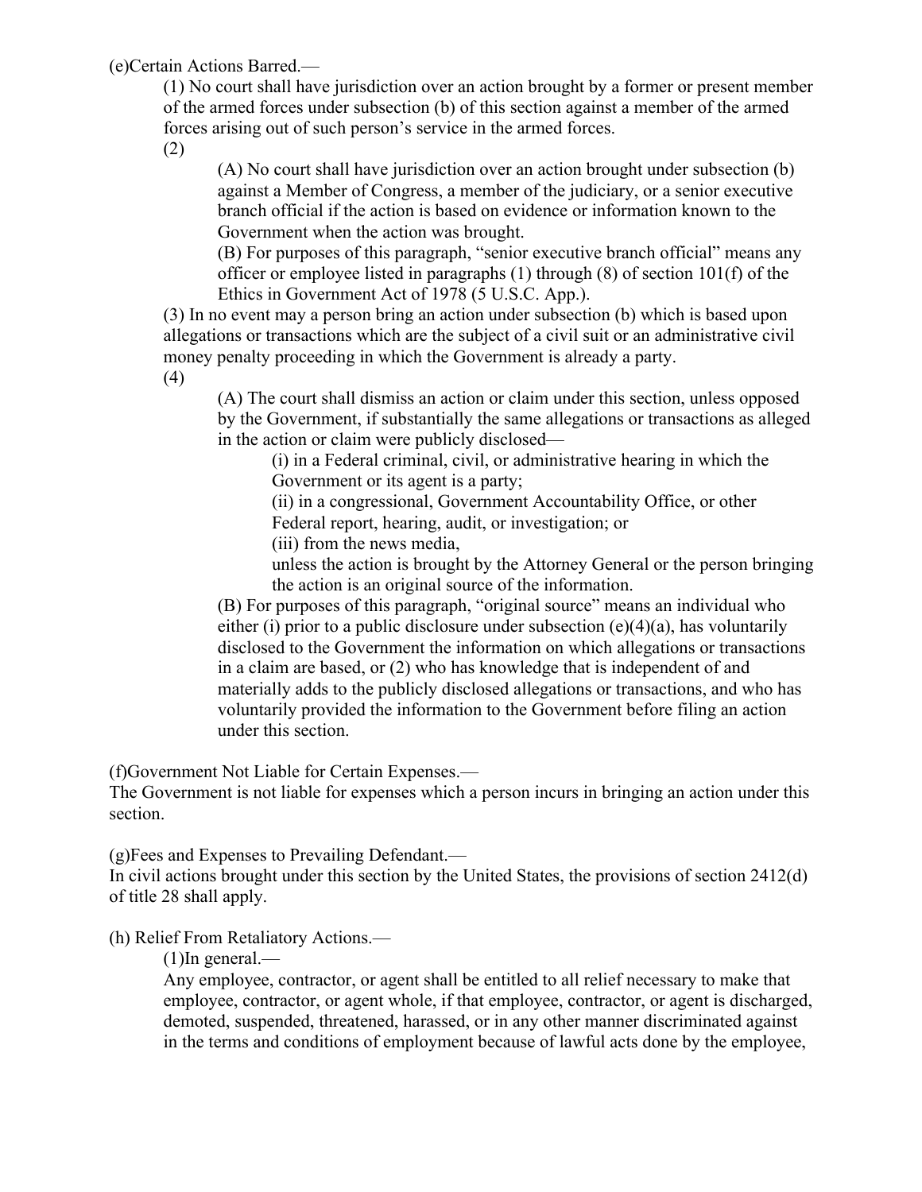(e)Certain Actions Barred.—

(1) No court shall have jurisdiction over an action brought by a former or present member of the armed forces under subsection (b) of this section against a member of the armed forces arising out of such person's service in the armed forces.

(2)

(A) No court shall have jurisdiction over an action brought under subsection (b) against a Member of Congress, a member of the judiciary, or a senior executive branch official if the action is based on evidence or information known to the Government when the action was brought.

(B) For purposes of this paragraph, "senior executive branch official" means any officer or employee listed in paragraphs (1) through (8) of section 101(f) of the Ethics in Government Act of 1978 (5 U.S.C. App.).

(3) In no event may a person bring an action under subsection (b) which is based upon allegations or transactions which are the subject of a civil suit or an administrative civil money penalty proceeding in which the Government is already a party.

(4)

(A) The court shall dismiss an action or claim under this section, unless opposed by the Government, if substantially the same allegations or transactions as alleged in the action or claim were publicly disclosed—

(i) in a Federal criminal, civil, or administrative hearing in which the Government or its agent is a party;

(ii) in a congressional, Government Accountability Office, or other Federal report, hearing, audit, or investigation; or

(iii) from the news media,

unless the action is brought by the Attorney General or the person bringing the action is an original source of the information.

(B) For purposes of this paragraph, "original source" means an individual who either (i) prior to a public disclosure under subsection (e)(4)(a), has voluntarily disclosed to the Government the information on which allegations or transactions in a claim are based, or (2) who has knowledge that is independent of and materially adds to the publicly disclosed allegations or transactions, and who has voluntarily provided the information to the Government before filing an action under this section.

(f)Government Not Liable for Certain Expenses.—

The Government is not liable for expenses which a person incurs in bringing an action under this section.

(g)Fees and Expenses to Prevailing Defendant.—

In civil actions brought under this section by the United States, the provisions of section 2412(d) of title 28 shall apply.

(h) Relief From Retaliatory Actions.—

(1)In general.—

Any employee, contractor, or agent shall be entitled to all relief necessary to make that employee, contractor, or agent whole, if that employee, contractor, or agent is discharged, demoted, suspended, threatened, harassed, or in any other manner discriminated against in the terms and conditions of employment because of lawful acts done by the employee,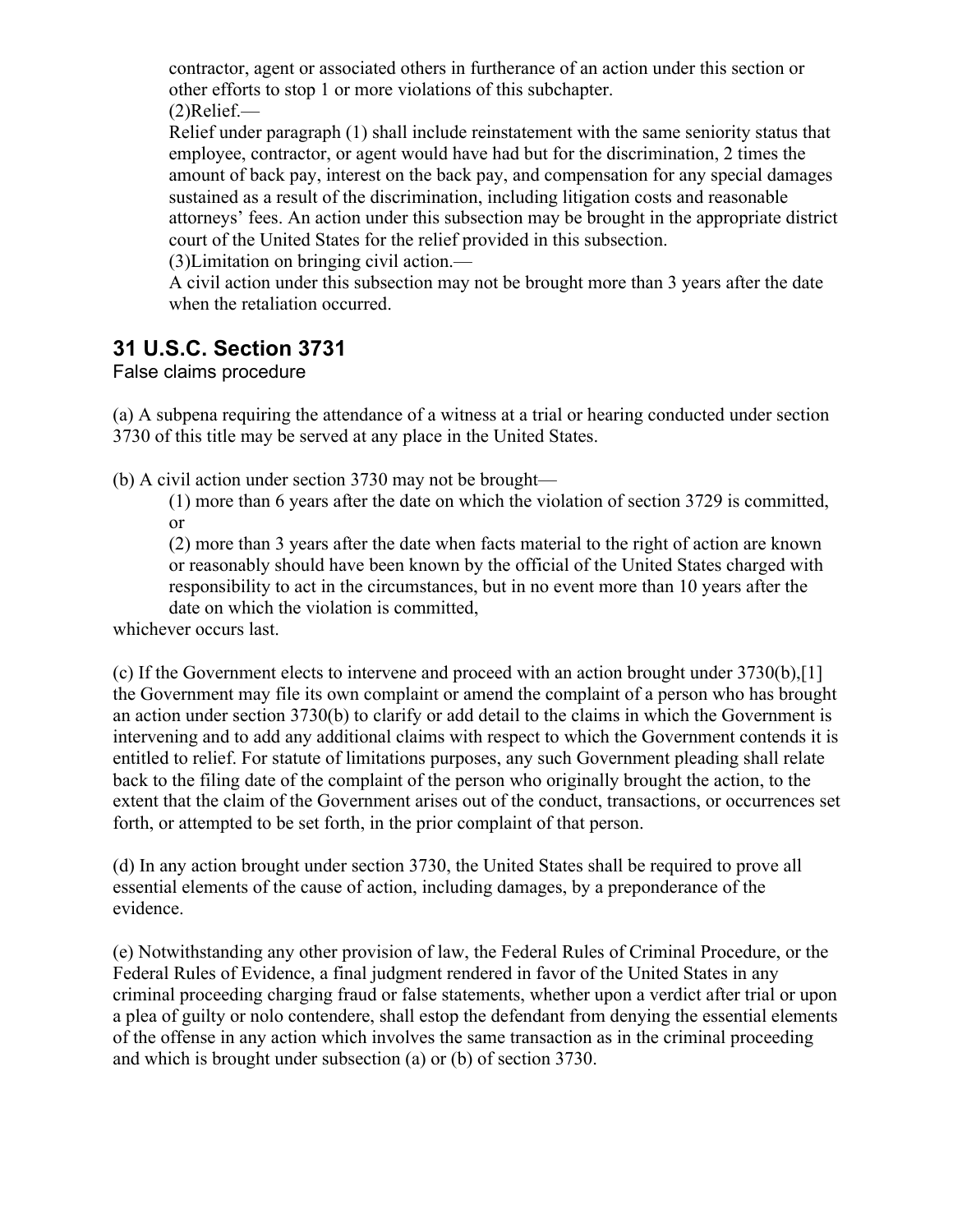contractor, agent or associated others in furtherance of an action under this section or other efforts to stop 1 or more violations of this subchapter.

(2)Relief.—

Relief under paragraph (1) shall include reinstatement with the same seniority status that employee, contractor, or agent would have had but for the discrimination, 2 times the amount of back pay, interest on the back pay, and compensation for any special damages sustained as a result of the discrimination, including litigation costs and reasonable attorneys' fees. An action under this subsection may be brought in the appropriate district court of the United States for the relief provided in this subsection.

(3)Limitation on bringing civil action.—

A civil action under this subsection may not be brought more than 3 years after the date when the retaliation occurred.

## 31 U.S.C. Section 3731

False claims procedure

(a) A subpena requiring the attendance of a witness at a trial or hearing conducted under section 3730 of this title may be served at any place in the United States.

(b) A civil action under section 3730 may not be brought—

(1) more than 6 years after the date on which the violation of section 3729 is committed, or

(2) more than 3 years after the date when facts material to the right of action are known or reasonably should have been known by the official of the United States charged with responsibility to act in the circumstances, but in no event more than 10 years after the date on which the violation is committed,

whichever occurs last.

(c) If the Government elects to intervene and proceed with an action brought under 3730(b),[1] the Government may file its own complaint or amend the complaint of a person who has brought an action under section 3730(b) to clarify or add detail to the claims in which the Government is intervening and to add any additional claims with respect to which the Government contends it is entitled to relief. For statute of limitations purposes, any such Government pleading shall relate back to the filing date of the complaint of the person who originally brought the action, to the extent that the claim of the Government arises out of the conduct, transactions, or occurrences set forth, or attempted to be set forth, in the prior complaint of that person.

(d) In any action brought under section 3730, the United States shall be required to prove all essential elements of the cause of action, including damages, by a preponderance of the evidence.

(e) Notwithstanding any other provision of law, the Federal Rules of Criminal Procedure, or the Federal Rules of Evidence, a final judgment rendered in favor of the United States in any criminal proceeding charging fraud or false statements, whether upon a verdict after trial or upon a plea of guilty or nolo contendere, shall estop the defendant from denying the essential elements of the offense in any action which involves the same transaction as in the criminal proceeding and which is brought under subsection (a) or (b) of section 3730.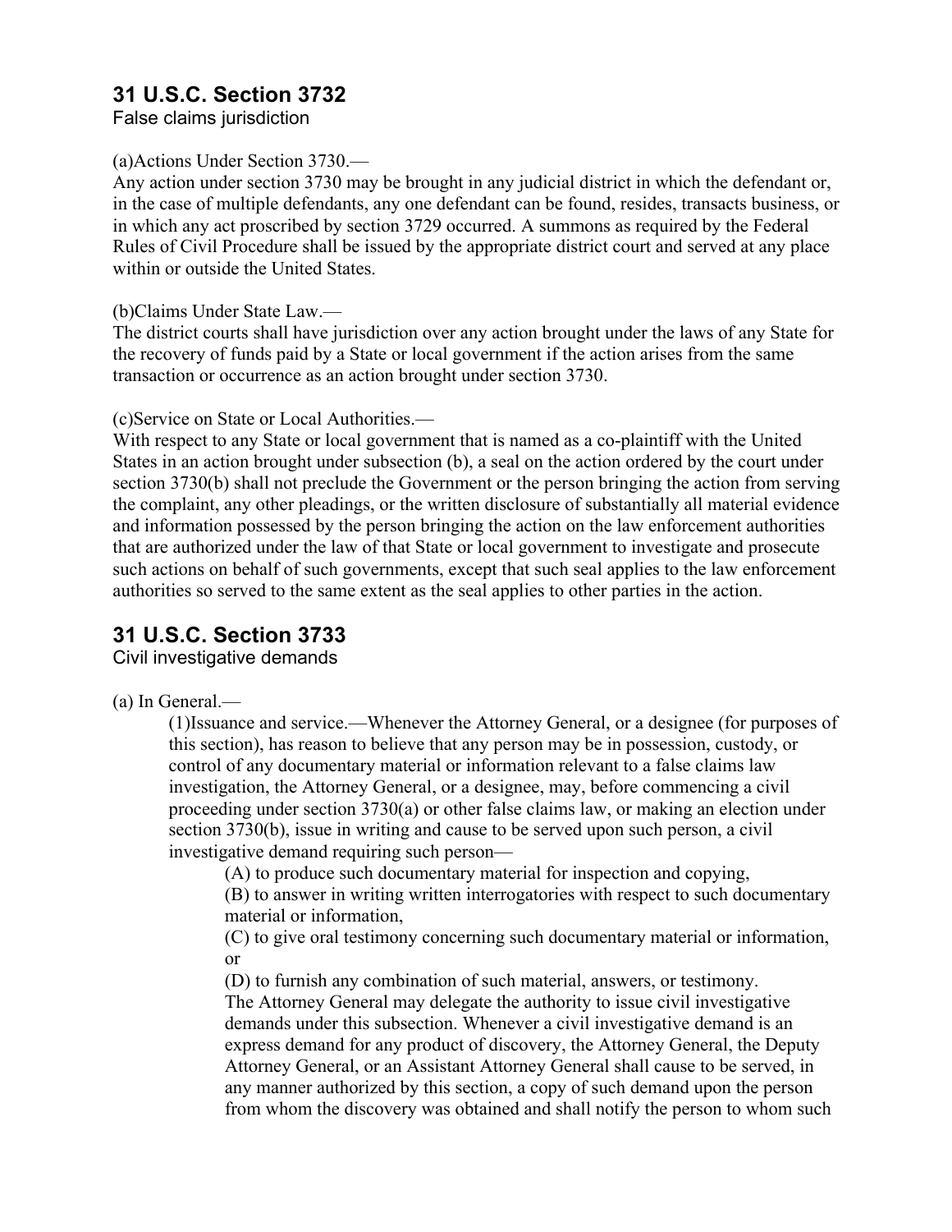## 31 U.S.C. Section 3732

False claims jurisdiction

(a)Actions Under Section 3730.—

Any action under section 3730 may be brought in any judicial district in which the defendant or, in the case of multiple defendants, any one defendant can be found, resides, transacts business, or in which any act proscribed by section 3729 occurred. A summons as required by the Federal Rules of Civil Procedure shall be issued by the appropriate district court and served at any place within or outside the United States.

(b)Claims Under State Law.—

The district courts shall have jurisdiction over any action brought under the laws of any State for the recovery of funds paid by a State or local government if the action arises from the same transaction or occurrence as an action brought under section 3730.

(c)Service on State or Local Authorities.—

With respect to any State or local government that is named as a co-plaintiff with the United States in an action brought under subsection (b), a seal on the action ordered by the court under section 3730(b) shall not preclude the Government or the person bringing the action from serving the complaint, any other pleadings, or the written disclosure of substantially all material evidence and information possessed by the person bringing the action on the law enforcement authorities that are authorized under the law of that State or local government to investigate and prosecute such actions on behalf of such governments, except that such seal applies to the law enforcement authorities so served to the same extent as the seal applies to other parties in the action.

## 31 U.S.C. Section 3733

Civil investigative demands

(a) In General.—

(1)Issuance and service.—Whenever the Attorney General, or a designee (for purposes of this section), has reason to believe that any person may be in possession, custody, or control of any documentary material or information relevant to a false claims law investigation, the Attorney General, or a designee, may, before commencing a civil proceeding under section 3730(a) or other false claims law, or making an election under section 3730(b), issue in writing and cause to be served upon such person, a civil investigative demand requiring such person—

(A) to produce such documentary material for inspection and copying,

(B) to answer in writing written interrogatories with respect to such documentary material or information,

(C) to give oral testimony concerning such documentary material or information, or

(D) to furnish any combination of such material, answers, or testimony.

The Attorney General may delegate the authority to issue civil investigative demands under this subsection. Whenever a civil investigative demand is an express demand for any product of discovery, the Attorney General, the Deputy Attorney General, or an Assistant Attorney General shall cause to be served, in any manner authorized by this section, a copy of such demand upon the person from whom the discovery was obtained and shall notify the person to whom such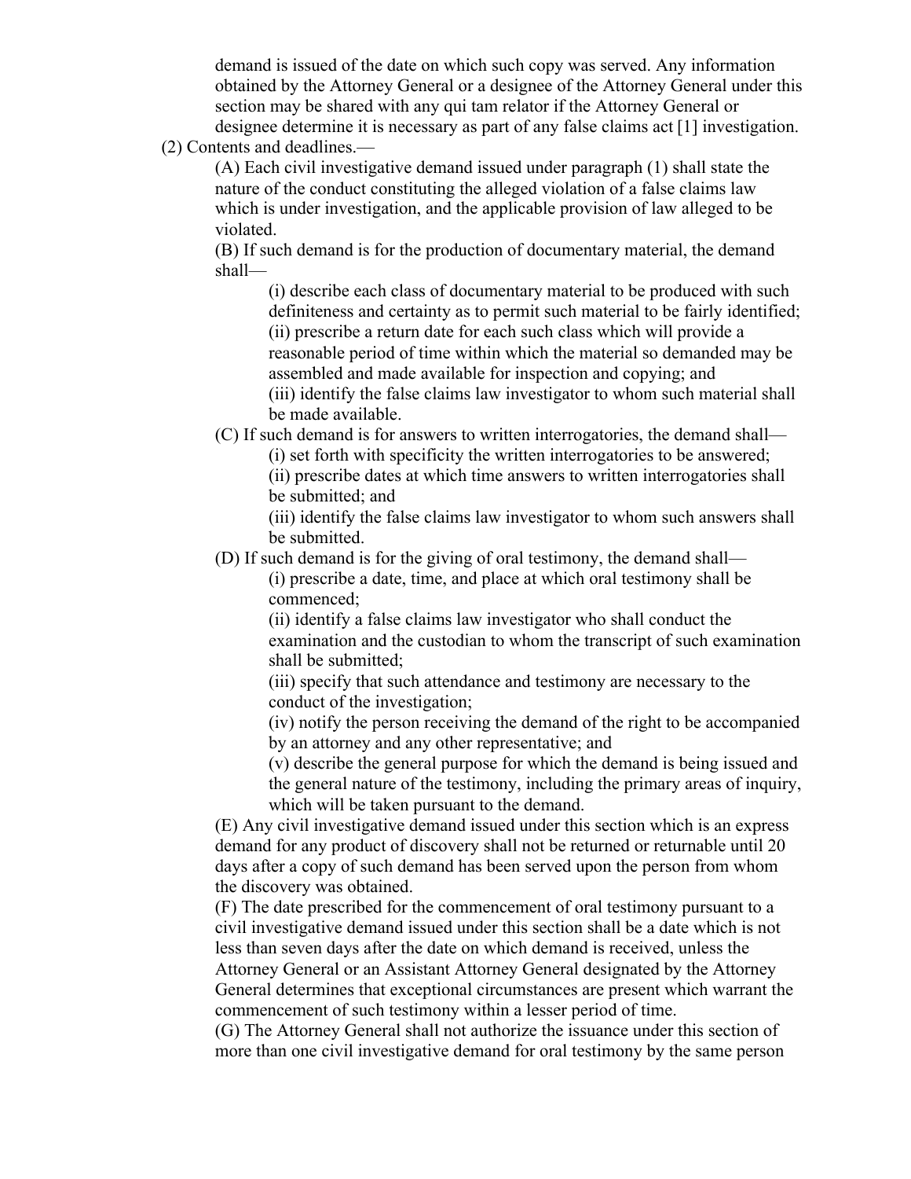demand is issued of the date on which such copy was served. Any information obtained by the Attorney General or a designee of the Attorney General under this section may be shared with any qui tam relator if the Attorney General or designee determine it is necessary as part of any false claims act [1] investigation.

(2) Contents and deadlines.—

(A) Each civil investigative demand issued under paragraph (1) shall state the nature of the conduct constituting the alleged violation of a false claims law which is under investigation, and the applicable provision of law alleged to be violated.

(B) If such demand is for the production of documentary material, the demand shall—

(i) describe each class of documentary material to be produced with such definiteness and certainty as to permit such material to be fairly identified;

(ii) prescribe a return date for each such class which will provide a reasonable period of time within which the material so demanded may be assembled and made available for inspection and copying; and

(iii) identify the false claims law investigator to whom such material shall be made available.

(C) If such demand is for answers to written interrogatories, the demand shall—

(i) set forth with specificity the written interrogatories to be answered;

(ii) prescribe dates at which time answers to written interrogatories shall be submitted; and

(iii) identify the false claims law investigator to whom such answers shall be submitted.

(D) If such demand is for the giving of oral testimony, the demand shall—

(i) prescribe a date, time, and place at which oral testimony shall be commenced;

(ii) identify a false claims law investigator who shall conduct the examination and the custodian to whom the transcript of such examination shall be submitted;

(iii) specify that such attendance and testimony are necessary to the conduct of the investigation;

(iv) notify the person receiving the demand of the right to be accompanied by an attorney and any other representative; and

(v) describe the general purpose for which the demand is being issued and the general nature of the testimony, including the primary areas of inquiry, which will be taken pursuant to the demand.

(E) Any civil investigative demand issued under this section which is an express demand for any product of discovery shall not be returned or returnable until 20 days after a copy of such demand has been served upon the person from whom the discovery was obtained.

(F) The date prescribed for the commencement of oral testimony pursuant to a civil investigative demand issued under this section shall be a date which is not less than seven days after the date on which demand is received, unless the Attorney General or an Assistant Attorney General designated by the Attorney General determines that exceptional circumstances are present which warrant the commencement of such testimony within a lesser period of time.

(G) The Attorney General shall not authorize the issuance under this section of more than one civil investigative demand for oral testimony by the same person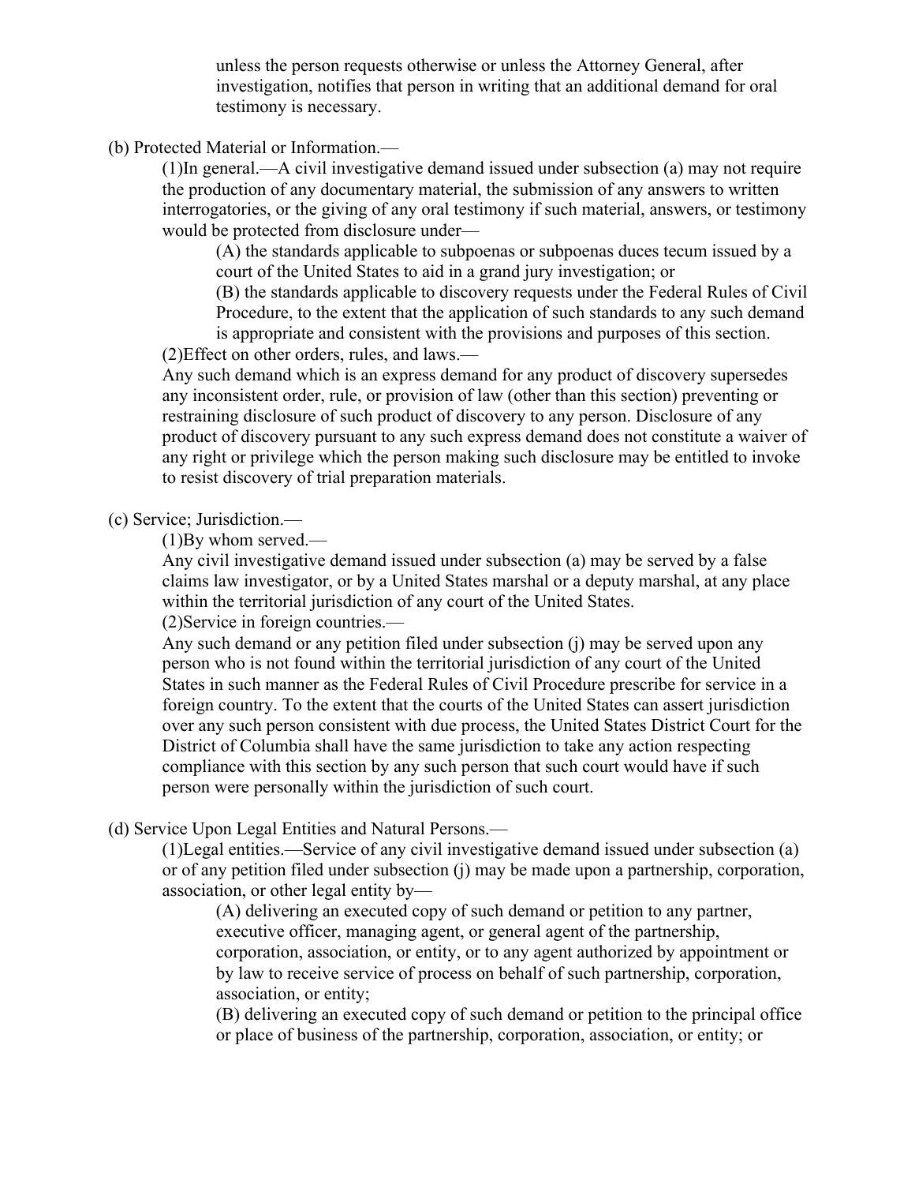unless the person requests otherwise or unless the Attorney General, after investigation, notifies that person in writing that an additional demand for oral testimony is necessary.

(b) Protected Material or Information.—

(1)In general.—A civil investigative demand issued under subsection (a) may not require the production of any documentary material, the submission of any answers to written interrogatories, or the giving of any oral testimony if such material, answers, or testimony would be protected from disclosure under—

(A) the standards applicable to subpoenas or subpoenas duces tecum issued by a court of the United States to aid in a grand jury investigation; or

(B) the standards applicable to discovery requests under the Federal Rules of Civil Procedure, to the extent that the application of such standards to any such demand is appropriate and consistent with the provisions and purposes of this section.

(2)Effect on other orders, rules, and laws.—

Any such demand which is an express demand for any product of discovery supersedes any inconsistent order, rule, or provision of law (other than this section) preventing or restraining disclosure of such product of discovery to any person. Disclosure of any product of discovery pursuant to any such express demand does not constitute a waiver of any right or privilege which the person making such disclosure may be entitled to invoke to resist discovery of trial preparation materials.

(c) Service; Jurisdiction.—

(1)By whom served.—

Any civil investigative demand issued under subsection (a) may be served by a false claims law investigator, or by a United States marshal or a deputy marshal, at any place within the territorial jurisdiction of any court of the United States.

(2)Service in foreign countries.—

Any such demand or any petition filed under subsection (j) may be served upon any person who is not found within the territorial jurisdiction of any court of the United States in such manner as the Federal Rules of Civil Procedure prescribe for service in a foreign country. To the extent that the courts of the United States can assert jurisdiction over any such person consistent with due process, the United States District Court for the District of Columbia shall have the same jurisdiction to take any action respecting compliance with this section by any such person that such court would have if such person were personally within the jurisdiction of such court.

(d) Service Upon Legal Entities and Natural Persons.—

(1)Legal entities.—Service of any civil investigative demand issued under subsection (a) or of any petition filed under subsection (j) may be made upon a partnership, corporation, association, or other legal entity by—

(A) delivering an executed copy of such demand or petition to any partner, executive officer, managing agent, or general agent of the partnership, corporation, association, or entity, or to any agent authorized by appointment or by law to receive service of process on behalf of such partnership, corporation, association, or entity;

(B) delivering an executed copy of such demand or petition to the principal office or place of business of the partnership, corporation, association, or entity; or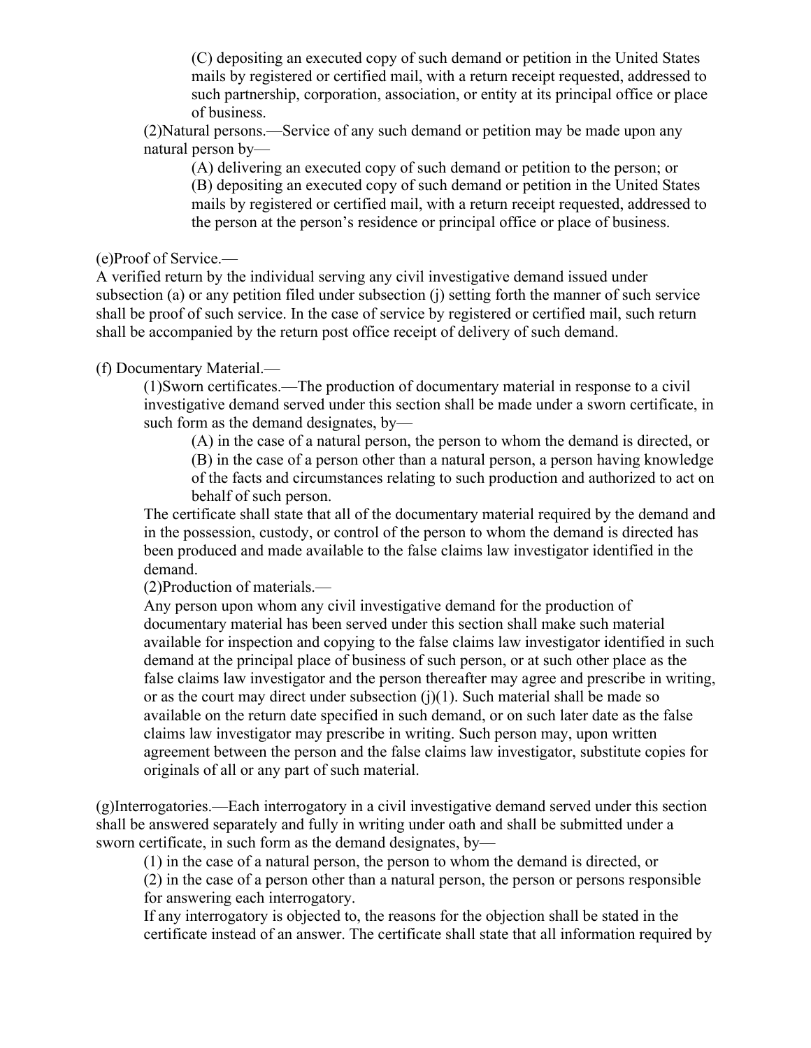(C) depositing an executed copy of such demand or petition in the United States mails by registered or certified mail, with a return receipt requested, addressed to such partnership, corporation, association, or entity at its principal office or place of business.

(2)Natural persons.—Service of any such demand or petition may be made upon any natural person by—

(A) delivering an executed copy of such demand or petition to the person; or

(B) depositing an executed copy of such demand or petition in the United States mails by registered or certified mail, with a return receipt requested, addressed to the person at the person's residence or principal office or place of business.

(e)Proof of Service.—

A verified return by the individual serving any civil investigative demand issued under subsection (a) or any petition filed under subsection (j) setting forth the manner of such service shall be proof of such service. In the case of service by registered or certified mail, such return shall be accompanied by the return post office receipt of delivery of such demand.

(f) Documentary Material.—

(1)Sworn certificates.—The production of documentary material in response to a civil investigative demand served under this section shall be made under a sworn certificate, in such form as the demand designates, by—

(A) in the case of a natural person, the person to whom the demand is directed, or

(B) in the case of a person other than a natural person, a person having knowledge of the facts and circumstances relating to such production and authorized to act on behalf of such person.

The certificate shall state that all of the documentary material required by the demand and in the possession, custody, or control of the person to whom the demand is directed has been produced and made available to the false claims law investigator identified in the demand.

(2)Production of materials.—

Any person upon whom any civil investigative demand for the production of documentary material has been served under this section shall make such material available for inspection and copying to the false claims law investigator identified in such demand at the principal place of business of such person, or at such other place as the false claims law investigator and the person thereafter may agree and prescribe in writing, or as the court may direct under subsection (j)(1). Such material shall be made so available on the return date specified in such demand, or on such later date as the false claims law investigator may prescribe in writing. Such person may, upon written agreement between the person and the false claims law investigator, substitute copies for originals of all or any part of such material.

(g)Interrogatories.—Each interrogatory in a civil investigative demand served under this section shall be answered separately and fully in writing under oath and shall be submitted under a sworn certificate, in such form as the demand designates, by—

(1) in the case of a natural person, the person to whom the demand is directed, or

(2) in the case of a person other than a natural person, the person or persons responsible for answering each interrogatory.

If any interrogatory is objected to, the reasons for the objection shall be stated in the certificate instead of an answer. The certificate shall state that all information required by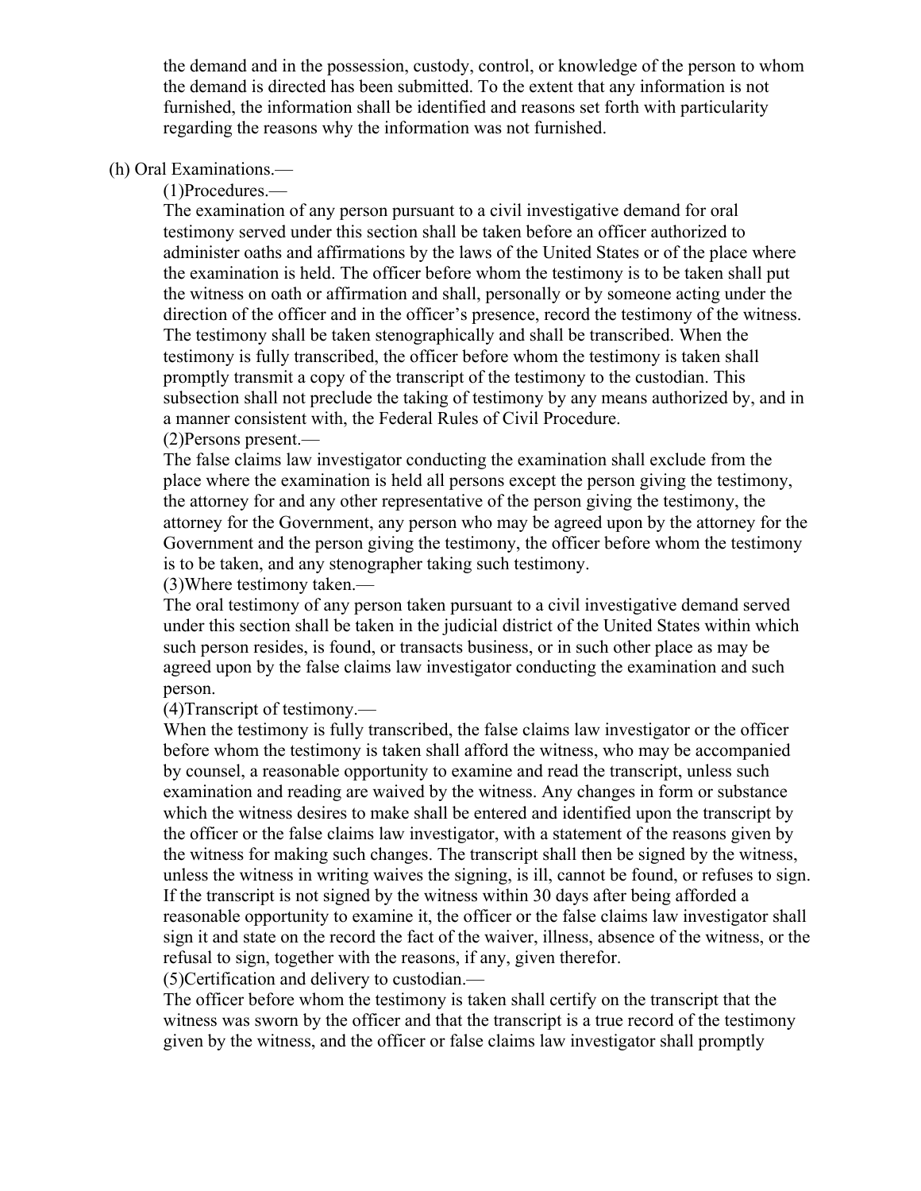the demand and in the possession, custody, control, or knowledge of the person to whom the demand is directed has been submitted. To the extent that any information is not furnished, the information shall be identified and reasons set forth with particularity regarding the reasons why the information was not furnished.

(h) Oral Examinations.—

(1)Procedures.—

The examination of any person pursuant to a civil investigative demand for oral testimony served under this section shall be taken before an officer authorized to administer oaths and affirmations by the laws of the United States or of the place where the examination is held. The officer before whom the testimony is to be taken shall put the witness on oath or affirmation and shall, personally or by someone acting under the direction of the officer and in the officer's presence, record the testimony of the witness. The testimony shall be taken stenographically and shall be transcribed. When the testimony is fully transcribed, the officer before whom the testimony is taken shall promptly transmit a copy of the transcript of the testimony to the custodian. This subsection shall not preclude the taking of testimony by any means authorized by, and in a manner consistent with, the Federal Rules of Civil Procedure.

(2)Persons present.—

The false claims law investigator conducting the examination shall exclude from the place where the examination is held all persons except the person giving the testimony, the attorney for and any other representative of the person giving the testimony, the attorney for the Government, any person who may be agreed upon by the attorney for the Government and the person giving the testimony, the officer before whom the testimony is to be taken, and any stenographer taking such testimony.

(3)Where testimony taken.—

The oral testimony of any person taken pursuant to a civil investigative demand served under this section shall be taken in the judicial district of the United States within which such person resides, is found, or transacts business, or in such other place as may be agreed upon by the false claims law investigator conducting the examination and such person.

(4)Transcript of testimony.—

When the testimony is fully transcribed, the false claims law investigator or the officer before whom the testimony is taken shall afford the witness, who may be accompanied by counsel, a reasonable opportunity to examine and read the transcript, unless such examination and reading are waived by the witness. Any changes in form or substance which the witness desires to make shall be entered and identified upon the transcript by the officer or the false claims law investigator, with a statement of the reasons given by the witness for making such changes. The transcript shall then be signed by the witness, unless the witness in writing waives the signing, is ill, cannot be found, or refuses to sign. If the transcript is not signed by the witness within 30 days after being afforded a reasonable opportunity to examine it, the officer or the false claims law investigator shall sign it and state on the record the fact of the waiver, illness, absence of the witness, or the refusal to sign, together with the reasons, if any, given therefor.

(5)Certification and delivery to custodian.—

The officer before whom the testimony is taken shall certify on the transcript that the witness was sworn by the officer and that the transcript is a true record of the testimony given by the witness, and the officer or false claims law investigator shall promptly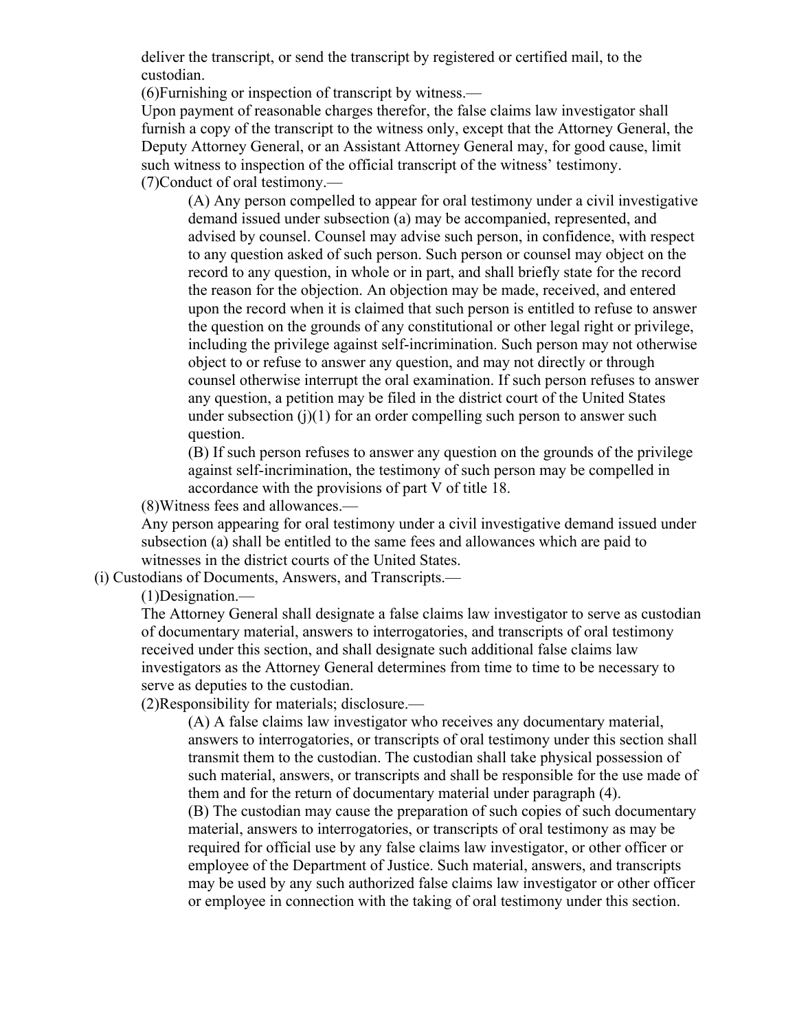deliver the transcript, or send the transcript by registered or certified mail, to the custodian.

(6)Furnishing or inspection of transcript by witness.—

Upon payment of reasonable charges therefor, the false claims law investigator shall furnish a copy of the transcript to the witness only, except that the Attorney General, the Deputy Attorney General, or an Assistant Attorney General may, for good cause, limit such witness to inspection of the official transcript of the witness' testimony.

(7)Conduct of oral testimony.—

(A) Any person compelled to appear for oral testimony under a civil investigative demand issued under subsection (a) may be accompanied, represented, and advised by counsel. Counsel may advise such person, in confidence, with respect to any question asked of such person. Such person or counsel may object on the record to any question, in whole or in part, and shall briefly state for the record the reason for the objection. An objection may be made, received, and entered upon the record when it is claimed that such person is entitled to refuse to answer the question on the grounds of any constitutional or other legal right or privilege, including the privilege against self-incrimination. Such person may not otherwise object to or refuse to answer any question, and may not directly or through counsel otherwise interrupt the oral examination. If such person refuses to answer any question, a petition may be filed in the district court of the United States under subsection (j)(1) for an order compelling such person to answer such question.

(B) If such person refuses to answer any question on the grounds of the privilege against self-incrimination, the testimony of such person may be compelled in accordance with the provisions of part V of title 18.

(8)Witness fees and allowances.—

Any person appearing for oral testimony under a civil investigative demand issued under subsection (a) shall be entitled to the same fees and allowances which are paid to witnesses in the district courts of the United States.

(i) Custodians of Documents, Answers, and Transcripts.—

(1)Designation.—

The Attorney General shall designate a false claims law investigator to serve as custodian of documentary material, answers to interrogatories, and transcripts of oral testimony received under this section, and shall designate such additional false claims law investigators as the Attorney General determines from time to time to be necessary to serve as deputies to the custodian.

(2)Responsibility for materials; disclosure.—

(A) A false claims law investigator who receives any documentary material, answers to interrogatories, or transcripts of oral testimony under this section shall transmit them to the custodian. The custodian shall take physical possession of such material, answers, or transcripts and shall be responsible for the use made of them and for the return of documentary material under paragraph (4).

(B) The custodian may cause the preparation of such copies of such documentary material, answers to interrogatories, or transcripts of oral testimony as may be required for official use by any false claims law investigator, or other officer or employee of the Department of Justice. Such material, answers, and transcripts may be used by any such authorized false claims law investigator or other officer or employee in connection with the taking of oral testimony under this section.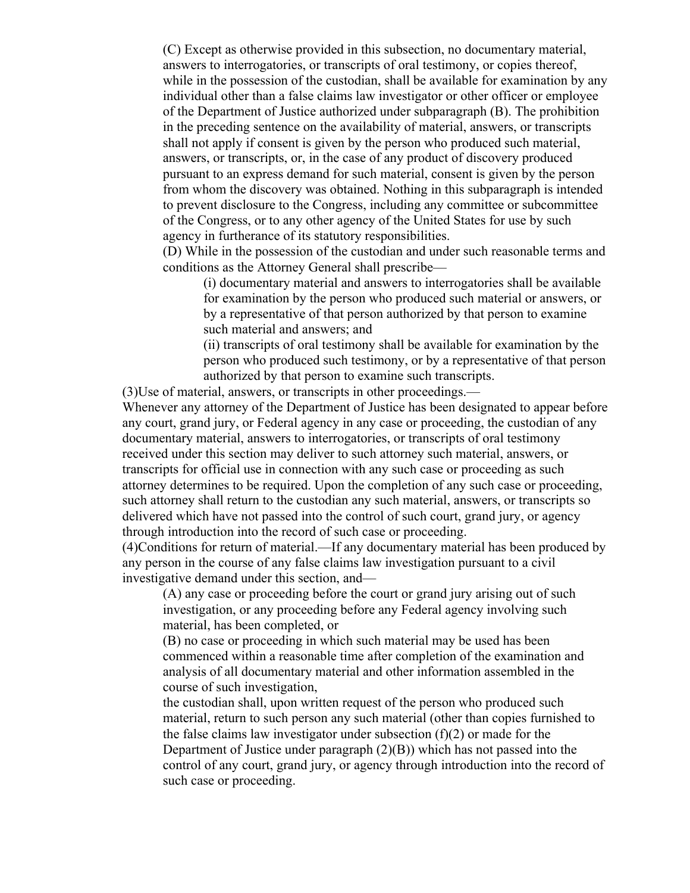(C) Except as otherwise provided in this subsection, no documentary material, answers to interrogatories, or transcripts of oral testimony, or copies thereof, while in the possession of the custodian, shall be available for examination by any individual other than a false claims law investigator or other officer or employee of the Department of Justice authorized under subparagraph (B). The prohibition in the preceding sentence on the availability of material, answers, or transcripts shall not apply if consent is given by the person who produced such material, answers, or transcripts, or, in the case of any product of discovery produced pursuant to an express demand for such material, consent is given by the person from whom the discovery was obtained. Nothing in this subparagraph is intended to prevent disclosure to the Congress, including any committee or subcommittee of the Congress, or to any other agency of the United States for use by such agency in furtherance of its statutory responsibilities.

(D) While in the possession of the custodian and under such reasonable terms and conditions as the Attorney General shall prescribe—

(i) documentary material and answers to interrogatories shall be available for examination by the person who produced such material or answers, or by a representative of that person authorized by that person to examine such material and answers; and

(ii) transcripts of oral testimony shall be available for examination by the person who produced such testimony, or by a representative of that person authorized by that person to examine such transcripts.

(3)Use of material, answers, or transcripts in other proceedings.—

Whenever any attorney of the Department of Justice has been designated to appear before any court, grand jury, or Federal agency in any case or proceeding, the custodian of any documentary material, answers to interrogatories, or transcripts of oral testimony received under this section may deliver to such attorney such material, answers, or transcripts for official use in connection with any such case or proceeding as such attorney determines to be required. Upon the completion of any such case or proceeding, such attorney shall return to the custodian any such material, answers, or transcripts so delivered which have not passed into the control of such court, grand jury, or agency through introduction into the record of such case or proceeding.

(4)Conditions for return of material.—If any documentary material has been produced by any person in the course of any false claims law investigation pursuant to a civil investigative demand under this section, and—

(A) any case or proceeding before the court or grand jury arising out of such investigation, or any proceeding before any Federal agency involving such material, has been completed, or

(B) no case or proceeding in which such material may be used has been commenced within a reasonable time after completion of the examination and analysis of all documentary material and other information assembled in the course of such investigation,

the custodian shall, upon written request of the person who produced such material, return to such person any such material (other than copies furnished to the false claims law investigator under subsection (f)(2) or made for the Department of Justice under paragraph (2)(B)) which has not passed into the control of any court, grand jury, or agency through introduction into the record of such case or proceeding.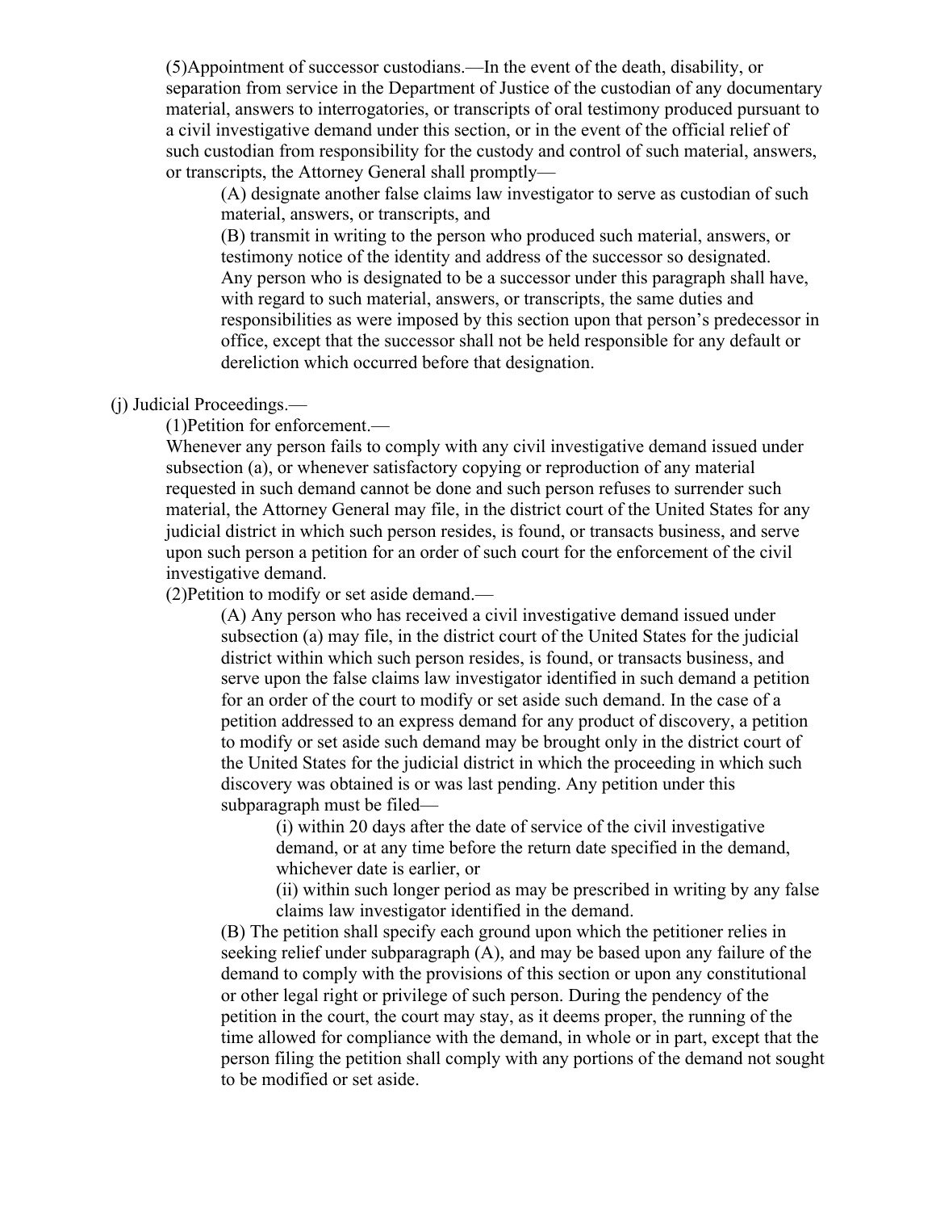(5)Appointment of successor custodians.—In the event of the death, disability, or separation from service in the Department of Justice of the custodian of any documentary material, answers to interrogatories, or transcripts of oral testimony produced pursuant to a civil investigative demand under this section, or in the event of the official relief of such custodian from responsibility for the custody and control of such material, answers, or transcripts, the Attorney General shall promptly—

(A) designate another false claims law investigator to serve as custodian of such material, answers, or transcripts, and

(B) transmit in writing to the person who produced such material, answers, or testimony notice of the identity and address of the successor so designated.

Any person who is designated to be a successor under this paragraph shall have, with regard to such material, answers, or transcripts, the same duties and responsibilities as were imposed by this section upon that person's predecessor in office, except that the successor shall not be held responsible for any default or dereliction which occurred before that designation.

(j) Judicial Proceedings.—

(1)Petition for enforcement.—

Whenever any person fails to comply with any civil investigative demand issued under subsection (a), or whenever satisfactory copying or reproduction of any material requested in such demand cannot be done and such person refuses to surrender such material, the Attorney General may file, in the district court of the United States for any judicial district in which such person resides, is found, or transacts business, and serve upon such person a petition for an order of such court for the enforcement of the civil investigative demand.

(2)Petition to modify or set aside demand.—

(A) Any person who has received a civil investigative demand issued under subsection (a) may file, in the district court of the United States for the judicial district within which such person resides, is found, or transacts business, and serve upon the false claims law investigator identified in such demand a petition for an order of the court to modify or set aside such demand. In the case of a petition addressed to an express demand for any product of discovery, a petition to modify or set aside such demand may be brought only in the district court of the United States for the judicial district in which the proceeding in which such discovery was obtained is or was last pending. Any petition under this subparagraph must be filed—

(i) within 20 days after the date of service of the civil investigative demand, or at any time before the return date specified in the demand, whichever date is earlier, or

(ii) within such longer period as may be prescribed in writing by any false claims law investigator identified in the demand.

(B) The petition shall specify each ground upon which the petitioner relies in seeking relief under subparagraph (A), and may be based upon any failure of the demand to comply with the provisions of this section or upon any constitutional or other legal right or privilege of such person. During the pendency of the petition in the court, the court may stay, as it deems proper, the running of the time allowed for compliance with the demand, in whole or in part, except that the person filing the petition shall comply with any portions of the demand not sought to be modified or set aside.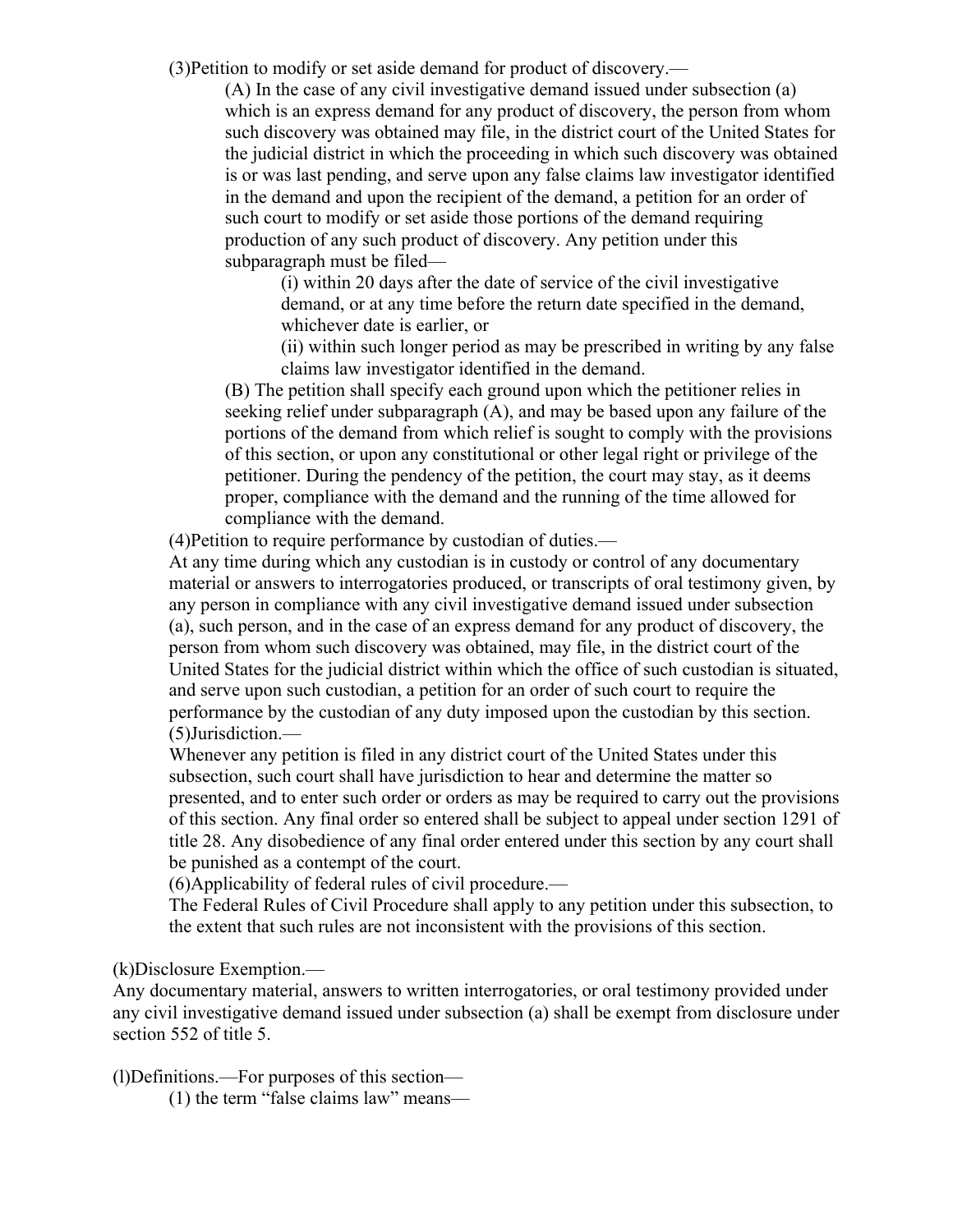(3)Petition to modify or set aside demand for product of discovery.—

(A) In the case of any civil investigative demand issued under subsection (a) which is an express demand for any product of discovery, the person from whom such discovery was obtained may file, in the district court of the United States for the judicial district in which the proceeding in which such discovery was obtained is or was last pending, and serve upon any false claims law investigator identified in the demand and upon the recipient of the demand, a petition for an order of such court to modify or set aside those portions of the demand requiring production of any such product of discovery. Any petition under this subparagraph must be filed—

(i) within 20 days after the date of service of the civil investigative demand, or at any time before the return date specified in the demand, whichever date is earlier, or

(ii) within such longer period as may be prescribed in writing by any false claims law investigator identified in the demand.

(B) The petition shall specify each ground upon which the petitioner relies in seeking relief under subparagraph (A), and may be based upon any failure of the portions of the demand from which relief is sought to comply with the provisions of this section, or upon any constitutional or other legal right or privilege of the petitioner. During the pendency of the petition, the court may stay, as it deems proper, compliance with the demand and the running of the time allowed for compliance with the demand.

(4)Petition to require performance by custodian of duties.—

At any time during which any custodian is in custody or control of any documentary material or answers to interrogatories produced, or transcripts of oral testimony given, by any person in compliance with any civil investigative demand issued under subsection (a), such person, and in the case of an express demand for any product of discovery, the person from whom such discovery was obtained, may file, in the district court of the United States for the judicial district within which the office of such custodian is situated, and serve upon such custodian, a petition for an order of such court to require the performance by the custodian of any duty imposed upon the custodian by this section.

(5)Jurisdiction.—

Whenever any petition is filed in any district court of the United States under this subsection, such court shall have jurisdiction to hear and determine the matter so presented, and to enter such order or orders as may be required to carry out the provisions of this section. Any final order so entered shall be subject to appeal under section 1291 of title 28. Any disobedience of any final order entered under this section by any court shall be punished as a contempt of the court.

(6)Applicability of federal rules of civil procedure.—

The Federal Rules of Civil Procedure shall apply to any petition under this subsection, to the extent that such rules are not inconsistent with the provisions of this section.

(k)Disclosure Exemption.—

Any documentary material, answers to written interrogatories, or oral testimony provided under any civil investigative demand issued under subsection (a) shall be exempt from disclosure under section 552 of title 5.

(l)Definitions.—For purposes of this section—

(1) the term "false claims law" means—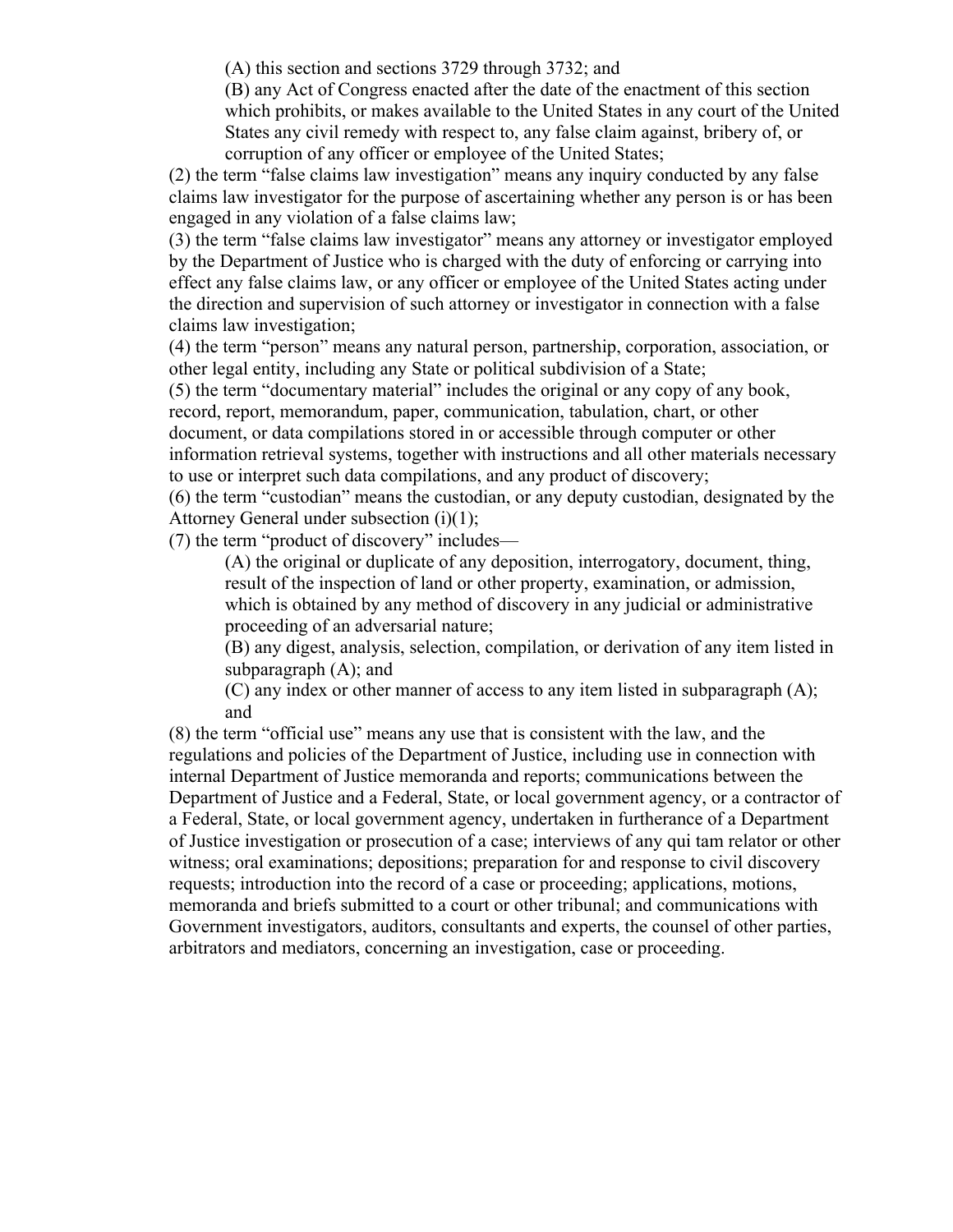(A) this section and sections 3729 through 3732; and

(B) any Act of Congress enacted after the date of the enactment of this section which prohibits, or makes available to the United States in any court of the United States any civil remedy with respect to, any false claim against, bribery of, or corruption of any officer or employee of the United States;

(2) the term "false claims law investigation" means any inquiry conducted by any false claims law investigator for the purpose of ascertaining whether any person is or has been engaged in any violation of a false claims law;

(3) the term "false claims law investigator" means any attorney or investigator employed by the Department of Justice who is charged with the duty of enforcing or carrying into effect any false claims law, or any officer or employee of the United States acting under the direction and supervision of such attorney or investigator in connection with a false claims law investigation;

(4) the term "person" means any natural person, partnership, corporation, association, or other legal entity, including any State or political subdivision of a State;

(5) the term "documentary material" includes the original or any copy of any book, record, report, memorandum, paper, communication, tabulation, chart, or other document, or data compilations stored in or accessible through computer or other information retrieval systems, together with instructions and all other materials necessary to use or interpret such data compilations, and any product of discovery;

(6) the term "custodian" means the custodian, or any deputy custodian, designated by the Attorney General under subsection (i)(1);

(7) the term "product of discovery" includes—

(A) the original or duplicate of any deposition, interrogatory, document, thing, result of the inspection of land or other property, examination, or admission, which is obtained by any method of discovery in any judicial or administrative proceeding of an adversarial nature;

(B) any digest, analysis, selection, compilation, or derivation of any item listed in subparagraph (A); and

(C) any index or other manner of access to any item listed in subparagraph (A); and

(8) the term "official use" means any use that is consistent with the law, and the regulations and policies of the Department of Justice, including use in connection with internal Department of Justice memoranda and reports; communications between the Department of Justice and a Federal, State, or local government agency, or a contractor of a Federal, State, or local government agency, undertaken in furtherance of a Department of Justice investigation or prosecution of a case; interviews of any qui tam relator or other witness; oral examinations; depositions; preparation for and response to civil discovery requests; introduction into the record of a case or proceeding; applications, motions, memoranda and briefs submitted to a court or other tribunal; and communications with Government investigators, auditors, consultants and experts, the counsel of other parties, arbitrators and mediators, concerning an investigation, case or proceeding.